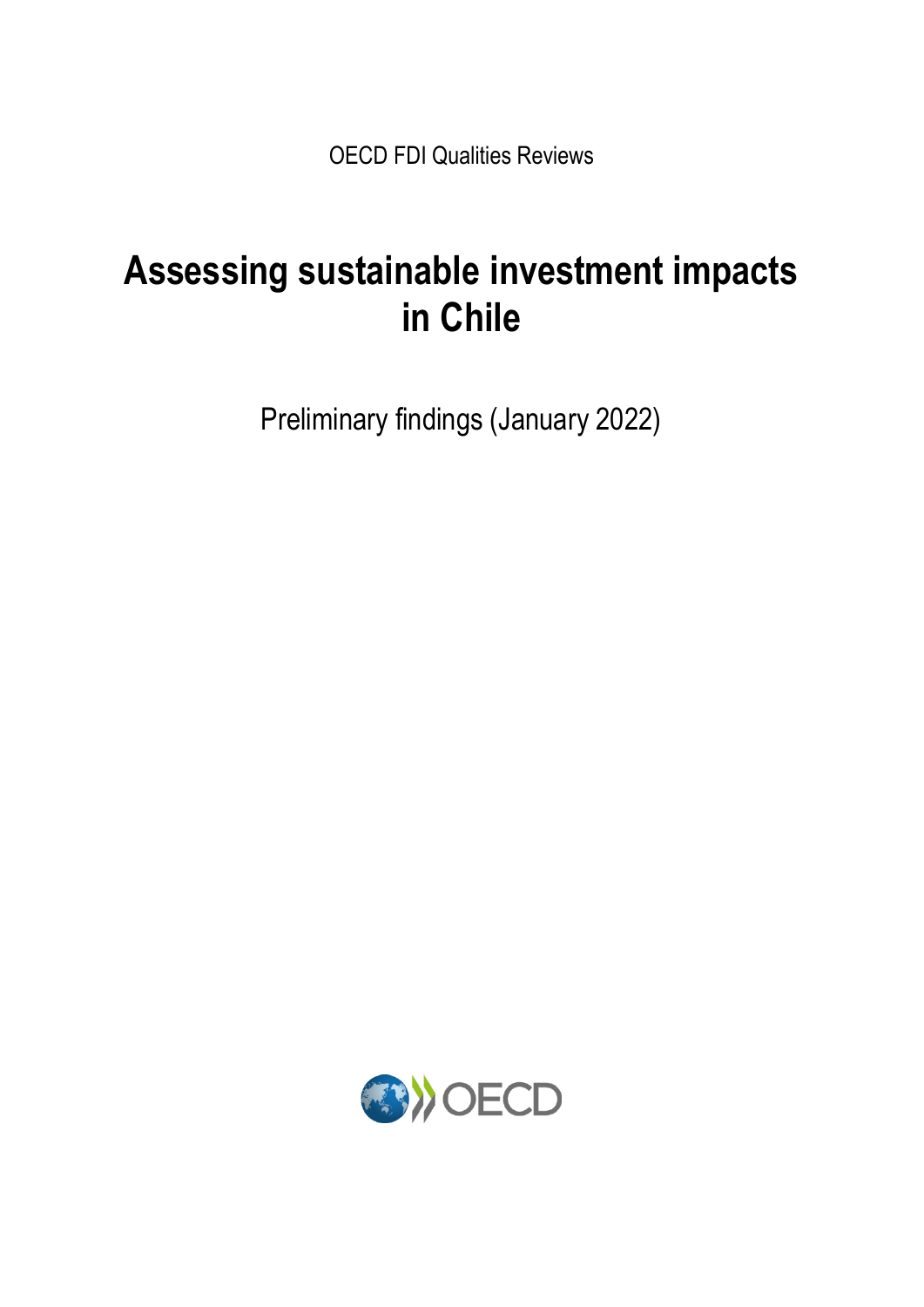OECD FDI Qualities Reviews

# Assessing sustainable investment impacts in Chile

Preliminary findings (January 2022)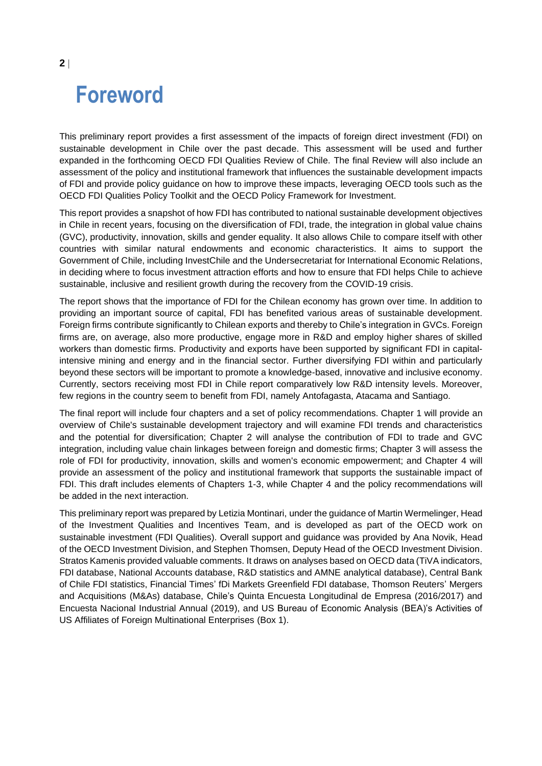# Foreword

This preliminary report provides a first assessment of the impacts of foreign direct investment (FDI) on sustainable development in Chile over the past decade. This assessment will be used and further expanded in the forthcoming OECD FDI Qualities Review of Chile. The final Review will also include an assessment of the policy and institutional framework that influences the sustainable development impacts of FDI and provide policy guidance on how to improve these impacts, leveraging OECD tools such as the OECD FDI Qualities Policy Toolkit and the OECD Policy Framework for Investment.

This report provides a snapshot of how FDI has contributed to national sustainable development objectives in Chile in recent years, focusing on the diversification of FDI, trade, the integration in global value chains (GVC), productivity, innovation, skills and gender equality. It also allows Chile to compare itself with other countries with similar natural endowments and economic characteristics. It aims to support the Government of Chile, including InvestChile and the Undersecretariat for International Economic Relations, in deciding where to focus investment attraction efforts and how to ensure that FDI helps Chile to achieve sustainable, inclusive and resilient growth during the recovery from the COVID-19 crisis.

The report shows that the importance of FDI for the Chilean economy has grown over time. In addition to providing an important source of capital, FDI has benefited various areas of sustainable development. Foreign firms contribute significantly to Chilean exports and thereby to Chile's integration in GVCs. Foreign firms are, on average, also more productive, engage more in R&D and employ higher shares of skilled workers than domestic firms. Productivity and exports have been supported by significant FDI in capital-intensive mining and energy and in the financial sector. Further diversifying FDI within and particularly beyond these sectors will be important to promote a knowledge-based, innovative and inclusive economy. Currently, sectors receiving most FDI in Chile report comparatively low R&D intensity levels. Moreover, few regions in the country seem to benefit from FDI, namely Antofagasta, Atacama and Santiago.

The final report will include four chapters and a set of policy recommendations. Chapter 1 will provide an overview of Chile's sustainable development trajectory and will examine FDI trends and characteristics and the potential for diversification; Chapter 2 will analyse the contribution of FDI to trade and GVC integration, including value chain linkages between foreign and domestic firms; Chapter 3 will assess the role of FDI for productivity, innovation, skills and women's economic empowerment; and Chapter 4 will provide an assessment of the policy and institutional framework that supports the sustainable impact of FDI. This draft includes elements of Chapters 1-3, while Chapter 4 and the policy recommendations will be added in the next interaction.

This preliminary report was prepared by Letizia Montinari, under the guidance of Martin Wermelinger, Head of the Investment Qualities and Incentives Team, and is developed as part of the OECD work on sustainable investment (FDI Qualities). Overall support and guidance was provided by Ana Novik, Head of the OECD Investment Division, and Stephen Thomsen, Deputy Head of the OECD Investment Division. Stratos Kamenis provided valuable comments. It draws on analyses based on OECD data (TiVA indicators, FDI database, National Accounts database, R&D statistics and AMNE analytical database), Central Bank of Chile FDI statistics, Financial Times' fDi Markets Greenfield FDI database, Thomson Reuters' Mergers and Acquisitions (M&As) database, Chile's Quinta Encuesta Longitudinal de Empresa (2016/2017) and Encuesta Nacional Industrial Annual (2019), and US Bureau of Economic Analysis (BEA)'s Activities of US Affiliates of Foreign Multinational Enterprises (Box 1).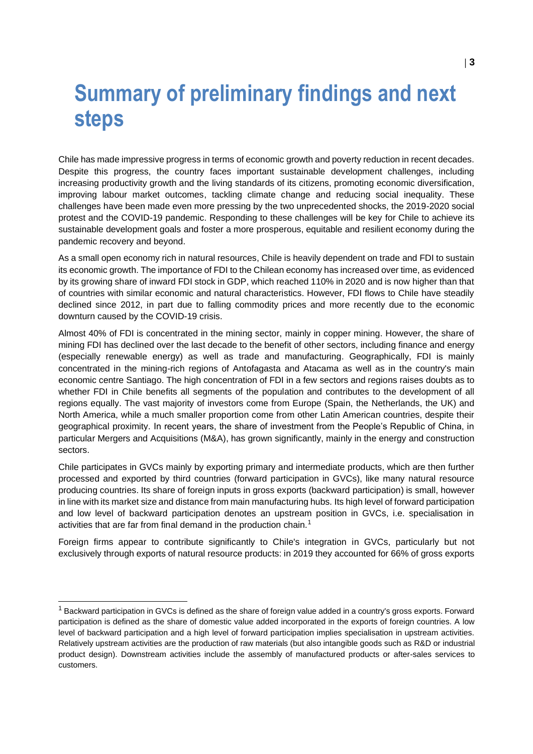# Summary of preliminary findings and next steps

Chile has made impressive progress in terms of economic growth and poverty reduction in recent decades. Despite this progress, the country faces important sustainable development challenges, including increasing productivity growth and the living standards of its citizens, promoting economic diversification, improving labour market outcomes, tackling climate change and reducing social inequality. These challenges have been made even more pressing by the two unprecedented shocks, the 2019-2020 social protest and the COVID-19 pandemic. Responding to these challenges will be key for Chile to achieve its sustainable development goals and foster a more prosperous, equitable and resilient economy during the pandemic recovery and beyond.

As a small open economy rich in natural resources, Chile is heavily dependent on trade and FDI to sustain its economic growth. The importance of FDI to the Chilean economy has increased over time, as evidenced by its growing share of inward FDI stock in GDP, which reached 110% in 2020 and is now higher than that of countries with similar economic and natural characteristics. However, FDI flows to Chile have steadily declined since 2012, in part due to falling commodity prices and more recently due to the economic downturn caused by the COVID-19 crisis.

Almost 40% of FDI is concentrated in the mining sector, mainly in copper mining. However, the share of mining FDI has declined over the last decade to the benefit of other sectors, including finance and energy (especially renewable energy) as well as trade and manufacturing. Geographically, FDI is mainly concentrated in the mining-rich regions of Antofagasta and Atacama as well as in the country's main economic centre Santiago. The high concentration of FDI in a few sectors and regions raises doubts as to whether FDI in Chile benefits all segments of the population and contributes to the development of all regions equally. The vast majority of investors come from Europe (Spain, the Netherlands, the UK) and North America, while a much smaller proportion come from other Latin American countries, despite their geographical proximity. In recent years, the share of investment from the People's Republic of China, in particular Mergers and Acquisitions (M&A), has grown significantly, mainly in the energy and construction sectors.

Chile participates in GVCs mainly by exporting primary and intermediate products, which are then further processed and exported by third countries (forward participation in GVCs), like many natural resource producing countries. Its share of foreign inputs in gross exports (backward participation) is small, however in line with its market size and distance from main manufacturing hubs. Its high level of forward participation and low level of backward participation denotes an upstream position in GVCs, i.e. specialisation in activities that are far from final demand in the production chain.[1]

Foreign firms appear to contribute significantly to Chile's integration in GVCs, particularly but not exclusively through exports of natural resource products: in 2019 they accounted for 66% of gross exports

[1] Backward participation in GVCs is defined as the share of foreign value added in a country's gross exports. Forward participation is defined as the share of domestic value added incorporated in the exports of foreign countries. A low level of backward participation and a high level of forward participation implies specialisation in upstream activities. Relatively upstream activities are the production of raw materials (but also intangible goods such as R&D or industrial product design). Downstream activities include the assembly of manufactured products or after-sales services to customers.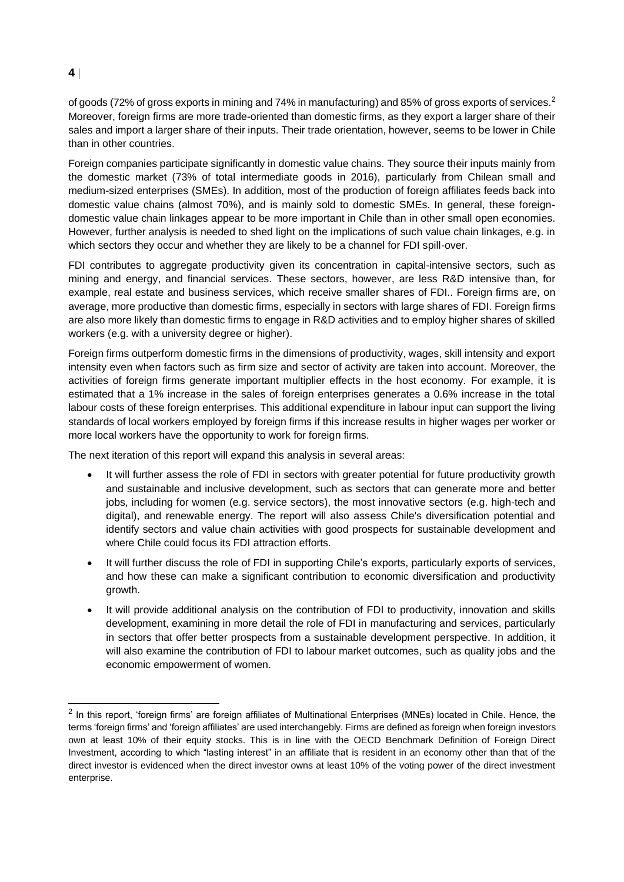of goods (72% of gross exports in mining and 74% in manufacturing) and 85% of gross exports of services.[2] Moreover, foreign firms are more trade-oriented than domestic firms, as they export a larger share of their sales and import a larger share of their inputs. Their trade orientation, however, seems to be lower in Chile than in other countries.

Foreign companies participate significantly in domestic value chains. They source their inputs mainly from the domestic market (73% of total intermediate goods in 2016), particularly from Chilean small and medium-sized enterprises (SMEs). In addition, most of the production of foreign affiliates feeds back into domestic value chains (almost 70%), and is mainly sold to domestic SMEs. In general, these foreign-domestic value chain linkages appear to be more important in Chile than in other small open economies. However, further analysis is needed to shed light on the implications of such value chain linkages, e.g. in which sectors they occur and whether they are likely to be a channel for FDI spill-over.

FDI contributes to aggregate productivity given its concentration in capital-intensive sectors, such as mining and energy, and financial services. These sectors, however, are less R&D intensive than, for example, real estate and business services, which receive smaller shares of FDI.. Foreign firms are, on average, more productive than domestic firms, especially in sectors with large shares of FDI. Foreign firms are also more likely than domestic firms to engage in R&D activities and to employ higher shares of skilled workers (e.g. with a university degree or higher).

Foreign firms outperform domestic firms in the dimensions of productivity, wages, skill intensity and export intensity even when factors such as firm size and sector of activity are taken into account. Moreover, the activities of foreign firms generate important multiplier effects in the host economy. For example, it is estimated that a 1% increase in the sales of foreign enterprises generates a 0.6% increase in the total labour costs of these foreign enterprises. This additional expenditure in labour input can support the living standards of local workers employed by foreign firms if this increase results in higher wages per worker or more local workers have the opportunity to work for foreign firms.

The next iteration of this report will expand this analysis in several areas:

- It will further assess the role of FDI in sectors with greater potential for future productivity growth and sustainable and inclusive development, such as sectors that can generate more and better jobs, including for women (e.g. service sectors), the most innovative sectors (e.g. high-tech and digital), and renewable energy. The report will also assess Chile's diversification potential and identify sectors and value chain activities with good prospects for sustainable development and where Chile could focus its FDI attraction efforts.
- It will further discuss the role of FDI in supporting Chile's exports, particularly exports of services, and how these can make a significant contribution to economic diversification and productivity growth.
- It will provide additional analysis on the contribution of FDI to productivity, innovation and skills development, examining in more detail the role of FDI in manufacturing and services, particularly in sectors that offer better prospects from a sustainable development perspective. In addition, it will also examine the contribution of FDI to labour market outcomes, such as quality jobs and the economic empowerment of women.

---

[2] In this report, 'foreign firms' are foreign affiliates of Multinational Enterprises (MNEs) located in Chile. Hence, the terms 'foreign firms' and 'foreign affiliates' are used interchangeably. Firms are defined as foreign when foreign investors own at least 10% of their equity stocks. This is in line with the OECD Benchmark Definition of Foreign Direct Investment, according to which "lasting interest" in an affiliate that is resident in an economy other than that of the direct investor is evidenced when the direct investor owns at least 10% of the voting power of the direct investment enterprise.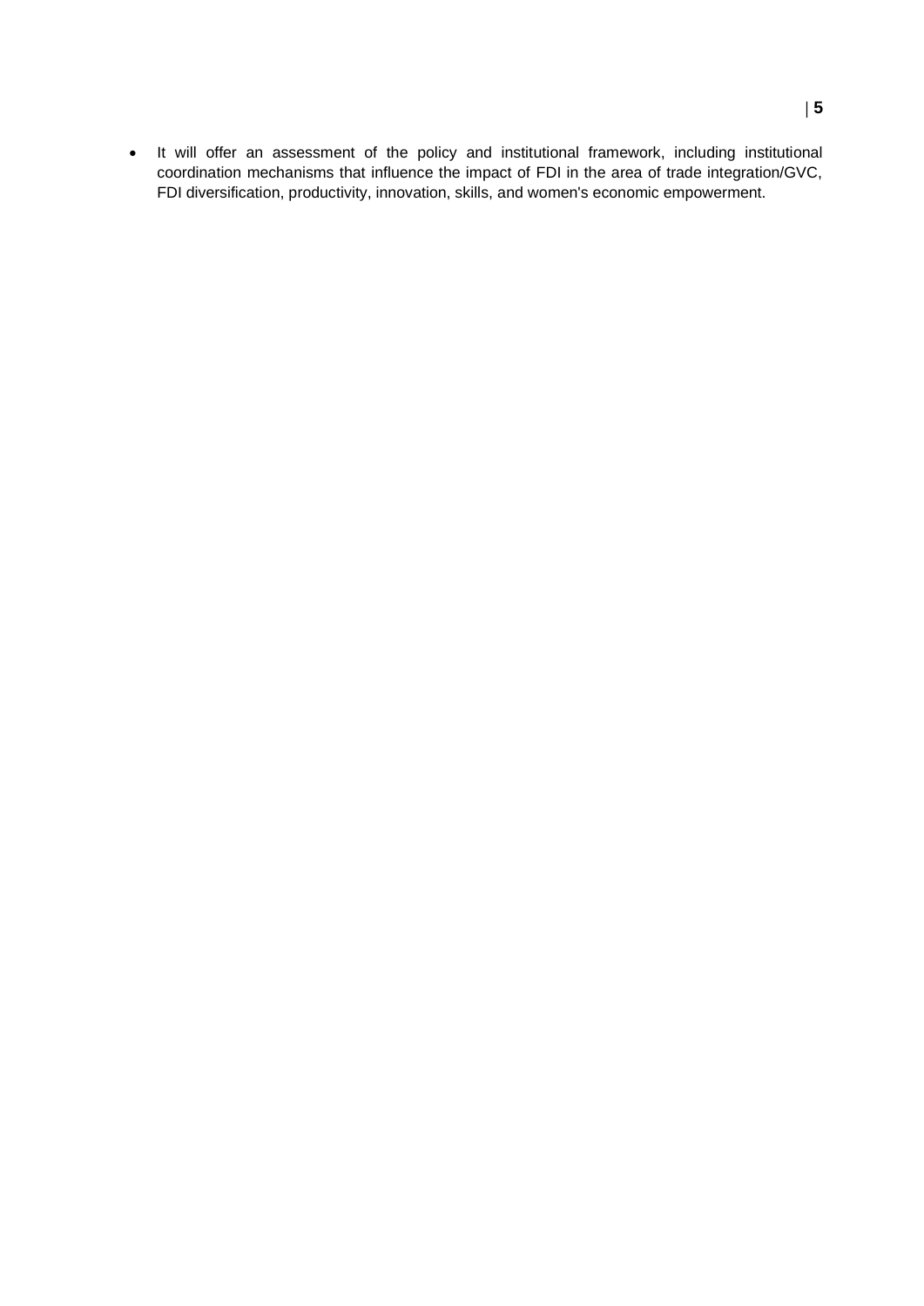- It will offer an assessment of the policy and institutional framework, including institutional coordination mechanisms that influence the impact of FDI in the area of trade integration/GVC, FDI diversification, productivity, innovation, skills, and women's economic empowerment.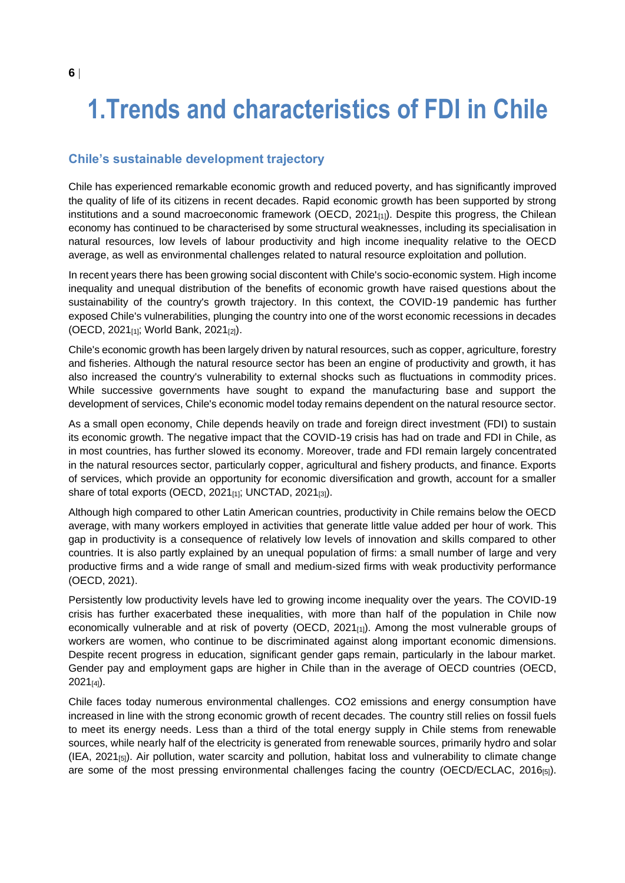# 1. Trends and characteristics of FDI in Chile

## Chile's sustainable development trajectory

Chile has experienced remarkable economic growth and reduced poverty, and has significantly improved the quality of life of its citizens in recent decades. Rapid economic growth has been supported by strong institutions and a sound macroeconomic framework (OECD, 2021[1]). Despite this progress, the Chilean economy has continued to be characterised by some structural weaknesses, including its specialisation in natural resources, low levels of labour productivity and high income inequality relative to the OECD average, as well as environmental challenges related to natural resource exploitation and pollution.

In recent years there has been growing social discontent with Chile's socio-economic system. High income inequality and unequal distribution of the benefits of economic growth have raised questions about the sustainability of the country's growth trajectory. In this context, the COVID-19 pandemic has further exposed Chile's vulnerabilities, plunging the country into one of the worst economic recessions in decades (OECD, 2021[1]; World Bank, 2021[2]).

Chile's economic growth has been largely driven by natural resources, such as copper, agriculture, forestry and fisheries. Although the natural resource sector has been an engine of productivity and growth, it has also increased the country's vulnerability to external shocks such as fluctuations in commodity prices. While successive governments have sought to expand the manufacturing base and support the development of services, Chile's economic model today remains dependent on the natural resource sector.

As a small open economy, Chile depends heavily on trade and foreign direct investment (FDI) to sustain its economic growth. The negative impact that the COVID-19 crisis has had on trade and FDI in Chile, as in most countries, has further slowed its economy. Moreover, trade and FDI remain largely concentrated in the natural resources sector, particularly copper, agricultural and fishery products, and finance. Exports of services, which provide an opportunity for economic diversification and growth, account for a smaller share of total exports (OECD, 2021[1]; UNCTAD, 2021[3]).

Although high compared to other Latin American countries, productivity in Chile remains below the OECD average, with many workers employed in activities that generate little value added per hour of work. This gap in productivity is a consequence of relatively low levels of innovation and skills compared to other countries. It is also partly explained by an unequal population of firms: a small number of large and very productive firms and a wide range of small and medium-sized firms with weak productivity performance (OECD, 2021).

Persistently low productivity levels have led to growing income inequality over the years. The COVID-19 crisis has further exacerbated these inequalities, with more than half of the population in Chile now economically vulnerable and at risk of poverty (OECD, 2021[1]). Among the most vulnerable groups of workers are women, who continue to be discriminated against along important economic dimensions. Despite recent progress in education, significant gender gaps remain, particularly in the labour market. Gender pay and employment gaps are higher in Chile than in the average of OECD countries (OECD, 2021[4]).

Chile faces today numerous environmental challenges. $CO_2$ emissions and energy consumption have increased in line with the strong economic growth of recent decades. The country still relies on fossil fuels to meet its energy needs. Less than a third of the total energy supply in Chile stems from renewable sources, while nearly half of the electricity is generated from renewable sources, primarily hydro and solar (IEA, 2021[5]). Air pollution, water scarcity and pollution, habitat loss and vulnerability to climate change are some of the most pressing environmental challenges facing the country (OECD/ECLAC, 2016[5]).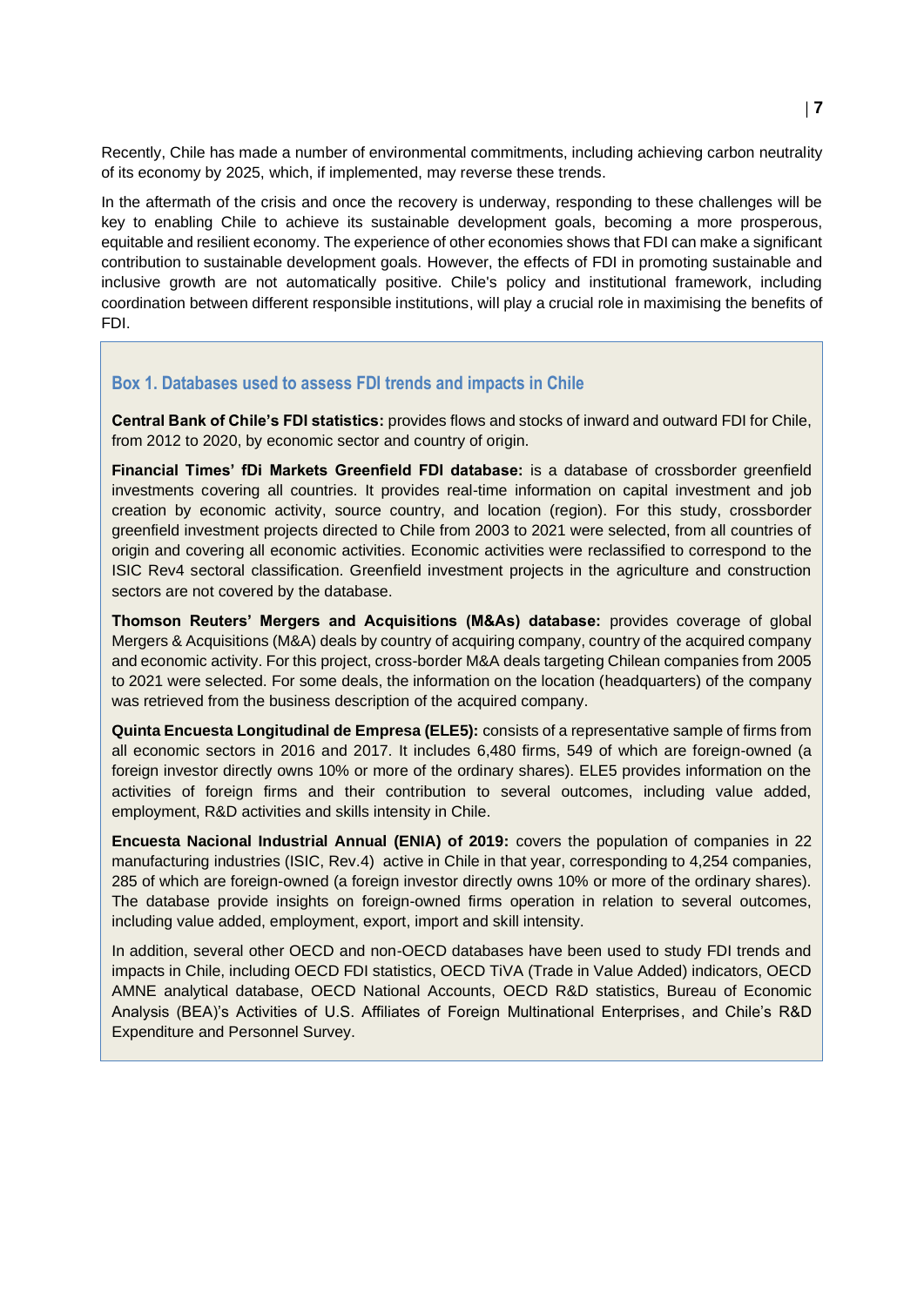Recently, Chile has made a number of environmental commitments, including achieving carbon neutrality of its economy by 2025, which, if implemented, may reverse these trends.

In the aftermath of the crisis and once the recovery is underway, responding to these challenges will be key to enabling Chile to achieve its sustainable development goals, becoming a more prosperous, equitable and resilient economy. The experience of other economies shows that FDI can make a significant contribution to sustainable development goals. However, the effects of FDI in promoting sustainable and inclusive growth are not automatically positive. Chile's policy and institutional framework, including coordination between different responsible institutions, will play a crucial role in maximising the benefits of FDI.

### Box 1. Databases used to assess FDI trends and impacts in Chile

**Central Bank of Chile's FDI statistics:** provides flows and stocks of inward and outward FDI for Chile, from 2012 to 2020, by economic sector and country of origin.

**Financial Times' fDi Markets Greenfield FDI database:** is a database of crossborder greenfield investments covering all countries. It provides real-time information on capital investment and job creation by economic activity, source country, and location (region). For this study, crossborder greenfield investment projects directed to Chile from 2003 to 2021 were selected, from all countries of origin and covering all economic activities. Economic activities were reclassified to correspond to the ISIC Rev4 sectoral classification. Greenfield investment projects in the agriculture and construction sectors are not covered by the database.

**Thomson Reuters' Mergers and Acquisitions (M&As) database:** provides coverage of global Mergers & Acquisitions (M&A) deals by country of acquiring company, country of the acquired company and economic activity. For this project, cross-border M&A deals targeting Chilean companies from 2005 to 2021 were selected. For some deals, the information on the location (headquarters) of the company was retrieved from the business description of the acquired company.

**Quinta Encuesta Longitudinal de Empresa (ELE5):** consists of a representative sample of firms from all economic sectors in 2016 and 2017. It includes 6,480 firms, 549 of which are foreign-owned (a foreign investor directly owns 10% or more of the ordinary shares). ELE5 provides information on the activities of foreign firms and their contribution to several outcomes, including value added, employment, R&D activities and skills intensity in Chile.

**Encuesta Nacional Industrial Annual (ENIA) of 2019:** covers the population of companies in 22 manufacturing industries (ISIC, Rev.4) active in Chile in that year, corresponding to 4,254 companies, 285 of which are foreign-owned (a foreign investor directly owns 10% or more of the ordinary shares). The database provide insights on foreign-owned firms operation in relation to several outcomes, including value added, employment, export, import and skill intensity.

In addition, several other OECD and non-OECD databases have been used to study FDI trends and impacts in Chile, including OECD FDI statistics, OECD TiVA (Trade in Value Added) indicators, OECD AMNE analytical database, OECD National Accounts, OECD R&D statistics, Bureau of Economic Analysis (BEA)'s Activities of U.S. Affiliates of Foreign Multinational Enterprises, and Chile's R&D Expenditure and Personnel Survey.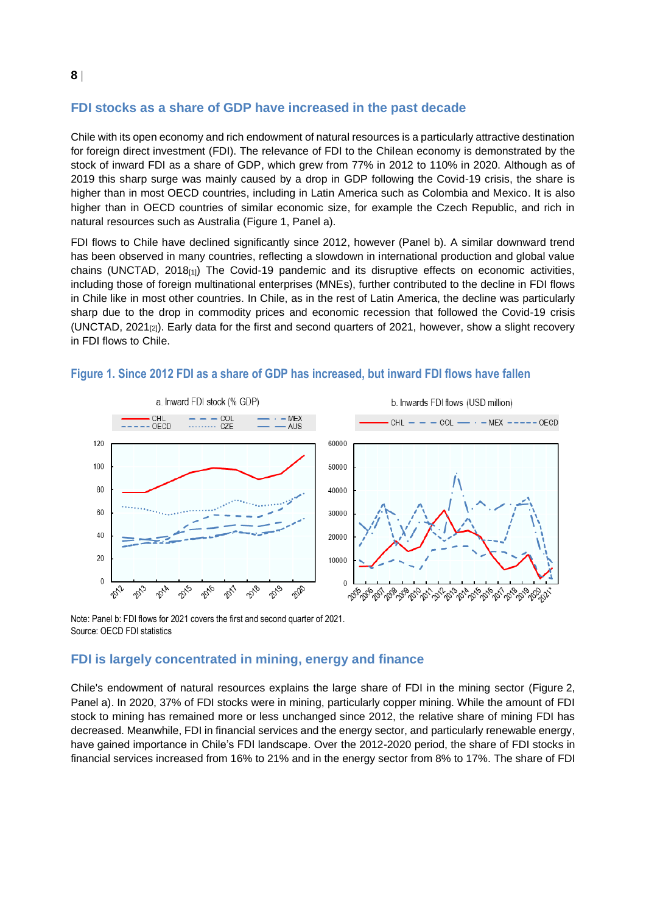## FDI stocks as a share of GDP have increased in the past decade

Chile with its open economy and rich endowment of natural resources is a particularly attractive destination for foreign direct investment (FDI). The relevance of FDI to the Chilean economy is demonstrated by the stock of inward FDI as a share of GDP, which grew from 77% in 2012 to 110% in 2020. Although as of 2019 this sharp surge was mainly caused by a drop in GDP following the Covid-19 crisis, the share is higher than in most OECD countries, including in Latin America such as Colombia and Mexico. It is also higher than in OECD countries of similar economic size, for example the Czech Republic, and rich in natural resources such as Australia (Figure 1, Panel a).

FDI flows to Chile have declined significantly since 2012, however (Panel b). A similar downward trend has been observed in many countries, reflecting a slowdown in international production and global value chains (UNCTAD, 2018[1]) The Covid-19 pandemic and its disruptive effects on economic activities, including those of foreign multinational enterprises (MNEs), further contributed to the decline in FDI flows in Chile like in most other countries. In Chile, as in the rest of Latin America, the decline was particularly sharp due to the drop in commodity prices and economic recession that followed the Covid-19 crisis (UNCTAD, 2021[2]). Early data for the first and second quarters of 2021, however, show a slight recovery in FDI flows to Chile.

### Figure 1. Since 2012 FDI as a share of GDP has increased, but inward FDI flows have fallen

Note: Panel b: FDI flows for 2021 covers the first and second quarter of 2021.
Source: OECD FDI statistics

## FDI is largely concentrated in mining, energy and finance

Chile's endowment of natural resources explains the large share of FDI in the mining sector (Figure 2, Panel a). In 2020, 37% of FDI stocks were in mining, particularly copper mining. While the amount of FDI stock to mining has remained more or less unchanged since 2012, the relative share of mining FDI has decreased. Meanwhile, FDI in financial services and the energy sector, and particularly renewable energy, have gained importance in Chile's FDI landscape. Over the 2012-2020 period, the share of FDI stocks in financial services increased from 16% to 21% and in the energy sector from 8% to 17%. The share of FDI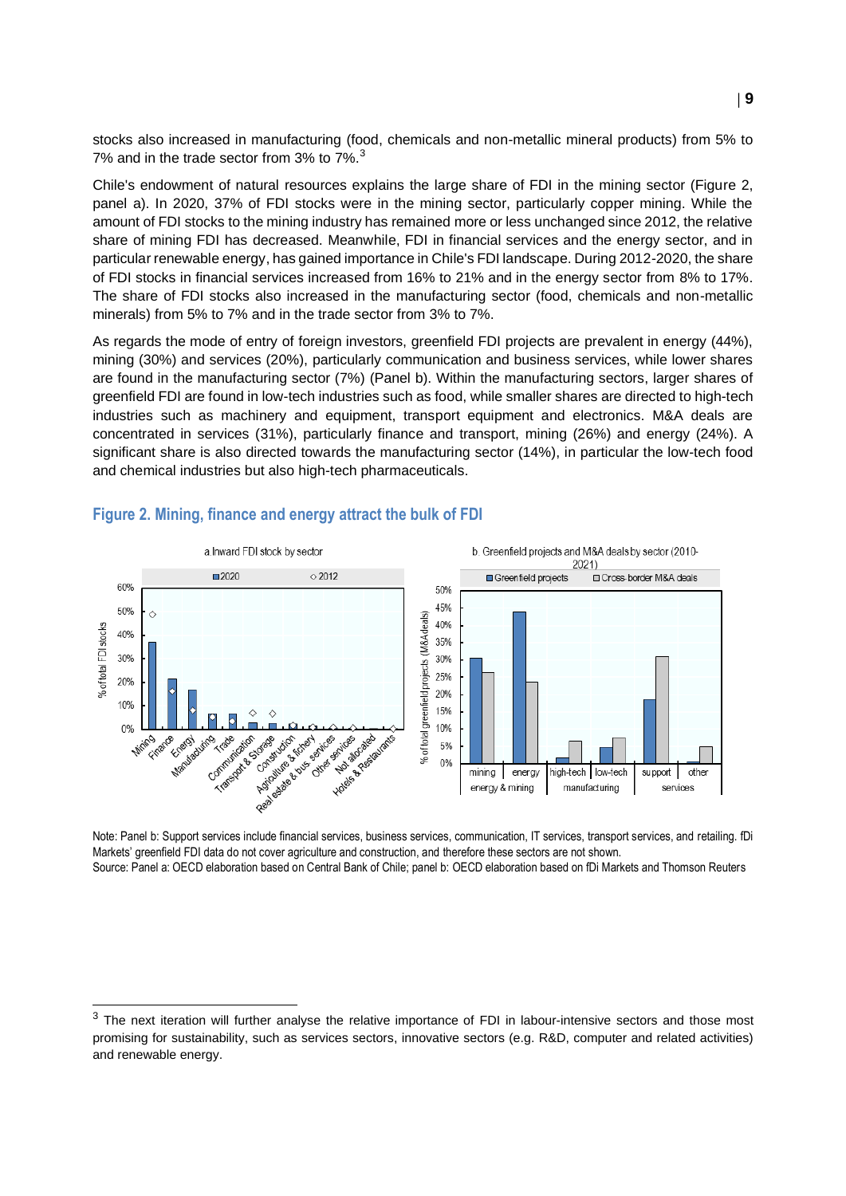stocks also increased in manufacturing (food, chemicals and non-metallic mineral products) from 5% to 7% and in the trade sector from 3% to 7%.[3]

Chile's endowment of natural resources explains the large share of FDI in the mining sector (Figure 2, panel a). In 2020, 37% of FDI stocks were in the mining sector, particularly copper mining. While the amount of FDI stocks to the mining industry has remained more or less unchanged since 2012, the relative share of mining FDI has decreased. Meanwhile, FDI in financial services and the energy sector, and in particular renewable energy, has gained importance in Chile's FDI landscape. During 2012-2020, the share of FDI stocks in financial services increased from 16% to 21% and in the energy sector from 8% to 17%. The share of FDI stocks also increased in the manufacturing sector (food, chemicals and non-metallic minerals) from 5% to 7% and in the trade sector from 3% to 7%.

As regards the mode of entry of foreign investors, greenfield FDI projects are prevalent in energy (44%), mining (30%) and services (20%), particularly communication and business services, while lower shares are found in the manufacturing sector (7%) (Panel b). Within the manufacturing sectors, larger shares of greenfield FDI are found in low-tech industries such as food, while smaller shares are directed to high-tech industries such as machinery and equipment, transport equipment and electronics. M&A deals are concentrated in services (31%), particularly finance and transport, mining (26%) and energy (24%). A significant share is also directed towards the manufacturing sector (14%), in particular the low-tech food and chemical industries but also high-tech pharmaceuticals.

### Figure 2. Mining, finance and energy attract the bulk of FDI

a. Inward FDI stock by sector

b. Greenfield projects and M&A deals by sector (2010-2021)

Note: Panel b: Support services include financial services, business services, communication, IT services, transport services, and retailing. fDi Markets' greenfield FDI data do not cover agriculture and construction, and therefore these sectors are not shown.
Source: Panel a: OECD elaboration based on Central Bank of Chile; panel b: OECD elaboration based on fDi Markets and Thomson Reuters

[3] The next iteration will further analyse the relative importance of FDI in labour-intensive sectors and those most promising for sustainability, such as services sectors, innovative sectors (e.g. R&D, computer and related activities) and renewable energy.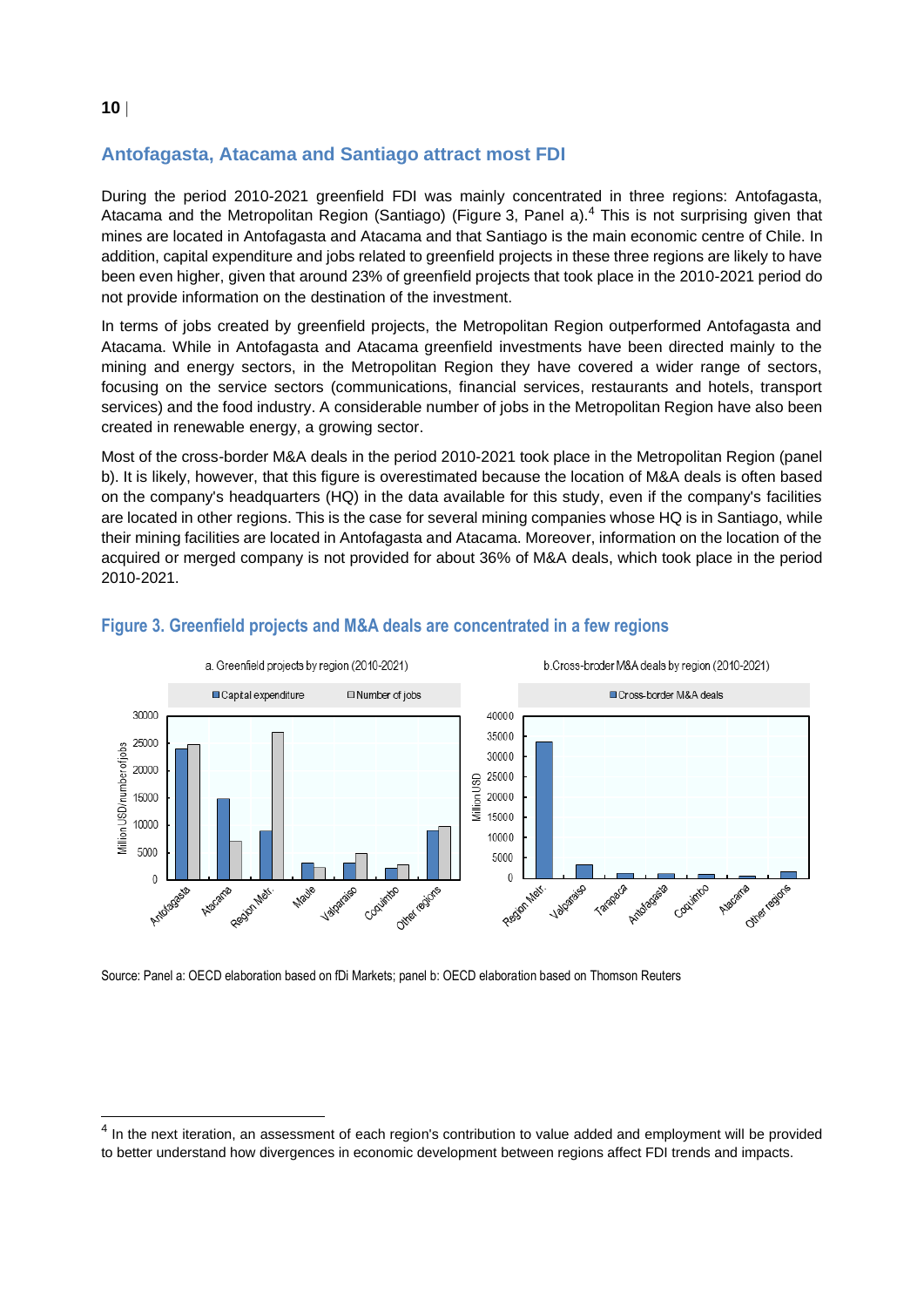## Antofagasta, Atacama and Santiago attract most FDI

During the period 2010-2021 greenfield FDI was mainly concentrated in three regions: Antofagasta, Atacama and the Metropolitan Region (Santiago) (Figure 3, Panel a).[4] This is not surprising given that mines are located in Antofagasta and Atacama and that Santiago is the main economic centre of Chile. In addition, capital expenditure and jobs related to greenfield projects in these three regions are likely to have been even higher, given that around 23% of greenfield projects that took place in the 2010-2021 period do not provide information on the destination of the investment.

In terms of jobs created by greenfield projects, the Metropolitan Region outperformed Antofagasta and Atacama. While in Antofagasta and Atacama greenfield investments have been directed mainly to the mining and energy sectors, in the Metropolitan Region they have covered a wider range of sectors, focusing on the service sectors (communications, financial services, restaurants and hotels, transport services) and the food industry. A considerable number of jobs in the Metropolitan Region have also been created in renewable energy, a growing sector.

Most of the cross-border M&A deals in the period 2010-2021 took place in the Metropolitan Region (panel b). It is likely, however, that this figure is overestimated because the location of M&A deals is often based on the company's headquarters (HQ) in the data available for this study, even if the company's facilities are located in other regions. This is the case for several mining companies whose HQ is in Santiago, while their mining facilities are located in Antofagasta and Atacama. Moreover, information on the location of the acquired or merged company is not provided for about 36% of M&A deals, which took place in the period 2010-2021.

### Figure 3. Greenfield projects and M&A deals are concentrated in a few regions

a. Greenfield projects by region (2010-2021)

b. Cross-broder M&A deals by region (2010-2021)

Source: Panel a: OECD elaboration based on fDi Markets; panel b: OECD elaboration based on Thomson Reuters

---

[4] In the next iteration, an assessment of each region's contribution to value added and employment will be provided to better understand how divergences in economic development between regions affect FDI trends and impacts.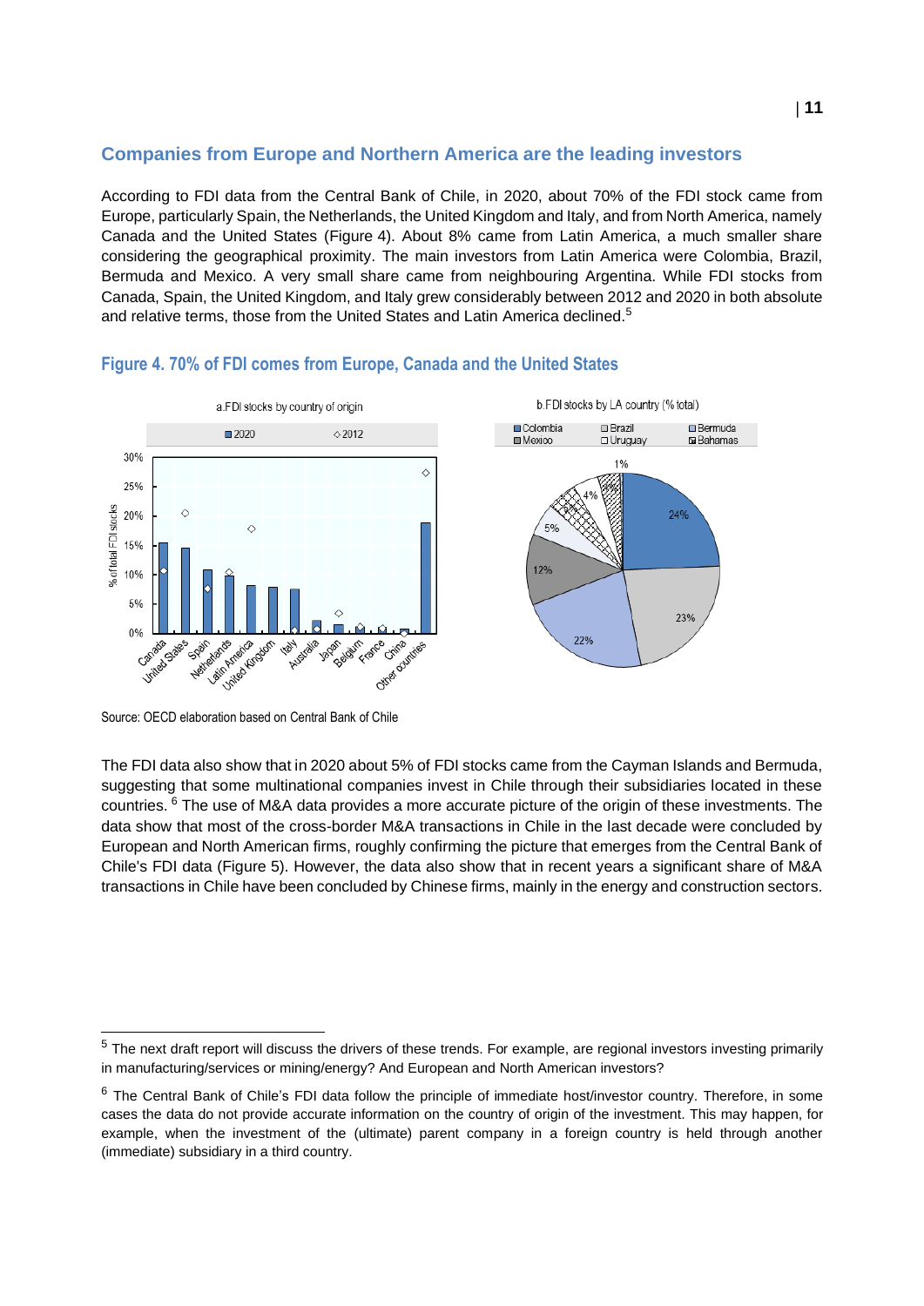## Companies from Europe and Northern America are the leading investors

According to FDI data from the Central Bank of Chile, in 2020, about 70% of the FDI stock came from Europe, particularly Spain, the Netherlands, the United Kingdom and Italy, and from North America, namely Canada and the United States (Figure 4). About 8% came from Latin America, a much smaller share considering the geographical proximity. The main investors from Latin America were Colombia, Brazil, Bermuda and Mexico. A very small share came from neighbouring Argentina. While FDI stocks from Canada, Spain, the United Kingdom, and Italy grew considerably between 2012 and 2020 in both absolute and relative terms, those from the United States and Latin America declined.[5]

### Figure 4. 70% of FDI comes from Europe, Canada and the United States

Source: OECD elaboration based on Central Bank of Chile

The FDI data also show that in 2020 about 5% of FDI stocks came from the Cayman Islands and Bermuda, suggesting that some multinational companies invest in Chile through their subsidiaries located in these countries.[6] The use of M&A data provides a more accurate picture of the origin of these investments. The data show that most of the cross-border M&A transactions in Chile in the last decade were concluded by European and North American firms, roughly confirming the picture that emerges from the Central Bank of Chile's FDI data (Figure 5). However, the data also show that in recent years a significant share of M&A transactions in Chile have been concluded by Chinese firms, mainly in the energy and construction sectors.

---

[5] The next draft report will discuss the drivers of these trends. For example, are regional investors investing primarily in manufacturing/services or mining/energy? And European and North American investors?

[6] The Central Bank of Chile's FDI data follow the principle of immediate host/investor country. Therefore, in some cases the data do not provide accurate information on the country of origin of the investment. This may happen, for example, when the investment of the (ultimate) parent company in a foreign country is held through another (immediate) subsidiary in a third country.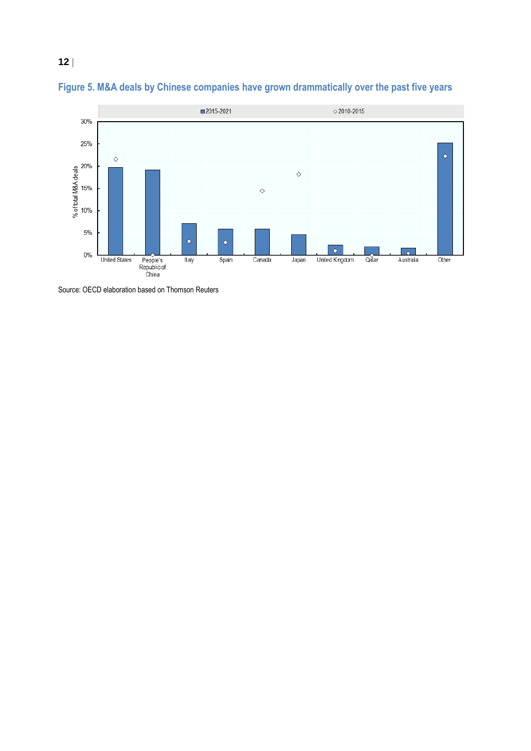**Figure 5. M&A deals by Chinese companies have grown drammatically over the past five years**

Source: OECD elaboration based on Thomson Reuters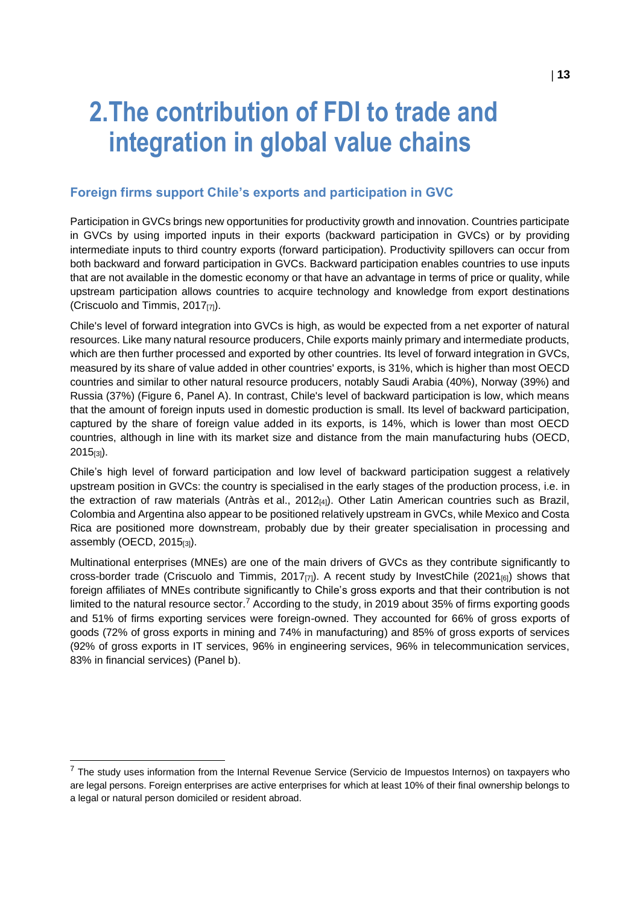# 2. The contribution of FDI to trade and integration in global value chains

## Foreign firms support Chile's exports and participation in GVC

Participation in GVCs brings new opportunities for productivity growth and innovation. Countries participate in GVCs by using imported inputs in their exports (backward participation in GVCs) or by providing intermediate inputs to third country exports (forward participation). Productivity spillovers can occur from both backward and forward participation in GVCs. Backward participation enables countries to use inputs that are not available in the domestic economy or that have an advantage in terms of price or quality, while upstream participation allows countries to acquire technology and knowledge from export destinations (Criscuolo and Timmis, 2017[7]).

Chile's level of forward integration into GVCs is high, as would be expected from a net exporter of natural resources. Like many natural resource producers, Chile exports mainly primary and intermediate products, which are then further processed and exported by other countries. Its level of forward integration in GVCs, measured by its share of value added in other countries' exports, is 31%, which is higher than most OECD countries and similar to other natural resource producers, notably Saudi Arabia (40%), Norway (39%) and Russia (37%) (Figure 6, Panel A). In contrast, Chile's level of backward participation is low, which means that the amount of foreign inputs used in domestic production is small. Its level of backward participation, captured by the share of foreign value added in its exports, is 14%, which is lower than most OECD countries, although in line with its market size and distance from the main manufacturing hubs (OECD, 2015[3]).

Chile's high level of forward participation and low level of backward participation suggest a relatively upstream position in GVCs: the country is specialised in the early stages of the production process, i.e. in the extraction of raw materials (Antràs et al., 2012[4]). Other Latin American countries such as Brazil, Colombia and Argentina also appear to be positioned relatively upstream in GVCs, while Mexico and Costa Rica are positioned more downstream, probably due by their greater specialisation in processing and assembly (OECD, 2015[3]).

Multinational enterprises (MNEs) are one of the main drivers of GVCs as they contribute significantly to cross-border trade (Criscuolo and Timmis, 2017[7]). A recent study by InvestChile (2021[6]) shows that foreign affiliates of MNEs contribute significantly to Chile's gross exports and that their contribution is not limited to the natural resource sector.[7] According to the study, in 2019 about 35% of firms exporting goods and 51% of firms exporting services were foreign-owned. They accounted for 66% of gross exports of goods (72% of gross exports in mining and 74% in manufacturing) and 85% of gross exports of services (92% of gross exports in IT services, 96% in engineering services, 96% in telecommunication services, 83% in financial services) (Panel b).

[7] The study uses information from the Internal Revenue Service (Servicio de Impuestos Internos) on taxpayers who are legal persons. Foreign enterprises are active enterprises for which at least 10% of their final ownership belongs to a legal or natural person domiciled or resident abroad.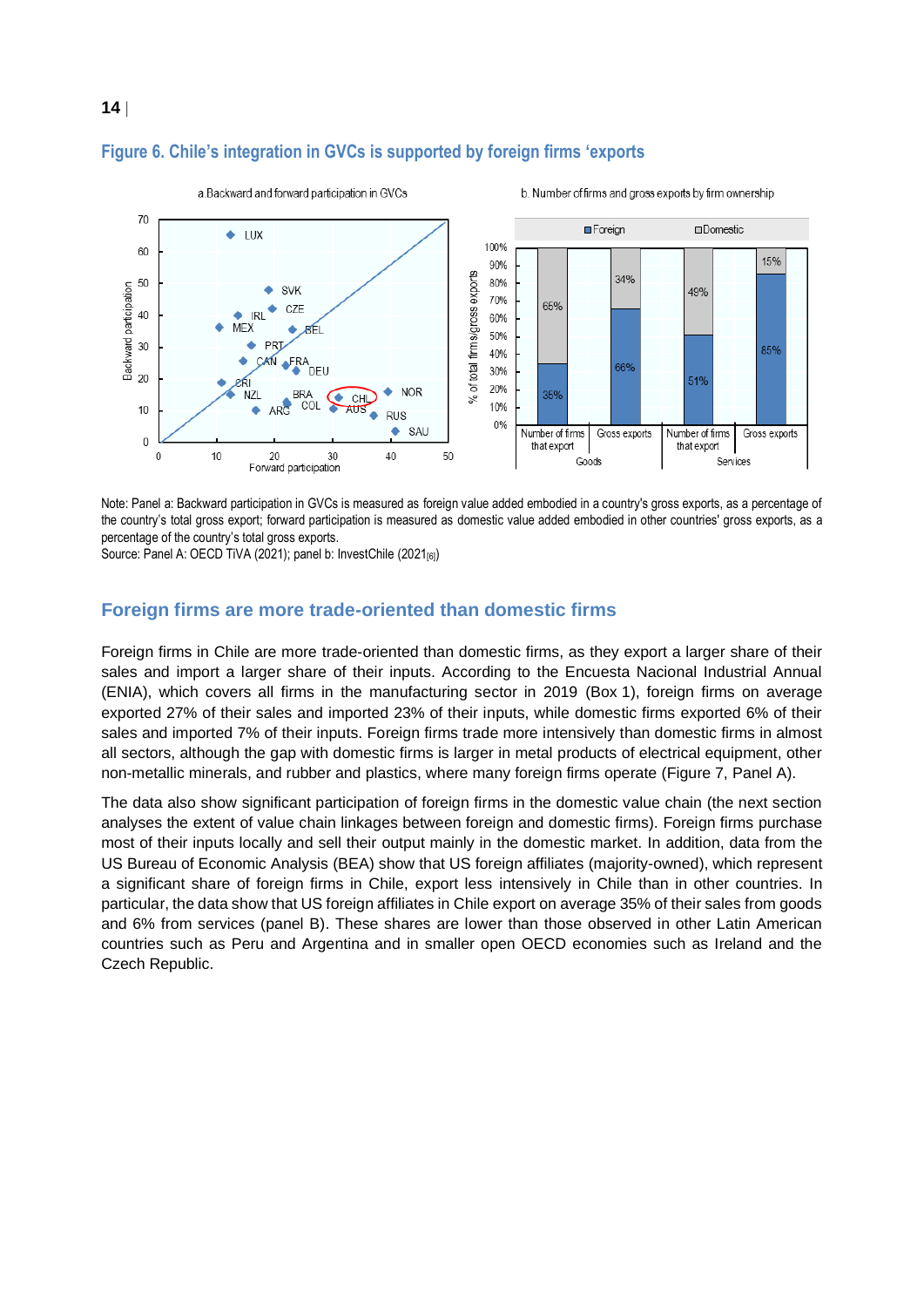**Figure 6. Chile's integration in GVCs is supported by foreign firms 'exports**

Note: Panel a: Backward participation in GVCs is measured as foreign value added embodied in a country's gross exports, as a percentage of the country's total gross export; forward participation is measured as domestic value added embodied in other countries' gross exports, as a percentage of the country's total gross exports.
Source: Panel A: OECD TiVA (2021); panel b: InvestChile (2021[6])

## Foreign firms are more trade-oriented than domestic firms

Foreign firms in Chile are more trade-oriented than domestic firms, as they export a larger share of their sales and import a larger share of their inputs. According to the Encuesta Nacional Industrial Annual (ENIA), which covers all firms in the manufacturing sector in 2019 (Box 1), foreign firms on average exported 27% of their sales and imported 23% of their inputs, while domestic firms exported 6% of their sales and imported 7% of their inputs. Foreign firms trade more intensively than domestic firms in almost all sectors, although the gap with domestic firms is larger in metal products of electrical equipment, other non-metallic minerals, and rubber and plastics, where many foreign firms operate (Figure 7, Panel A).

The data also show significant participation of foreign firms in the domestic value chain (the next section analyses the extent of value chain linkages between foreign and domestic firms). Foreign firms purchase most of their inputs locally and sell their output mainly in the domestic market. In addition, data from the US Bureau of Economic Analysis (BEA) show that US foreign affiliates (majority-owned), which represent a significant share of foreign firms in Chile, export less intensively in Chile than in other countries. In particular, the data show that US foreign affiliates in Chile export on average 35% of their sales from goods and 6% from services (panel B). These shares are lower than those observed in other Latin American countries such as Peru and Argentina and in smaller open OECD economies such as Ireland and the Czech Republic.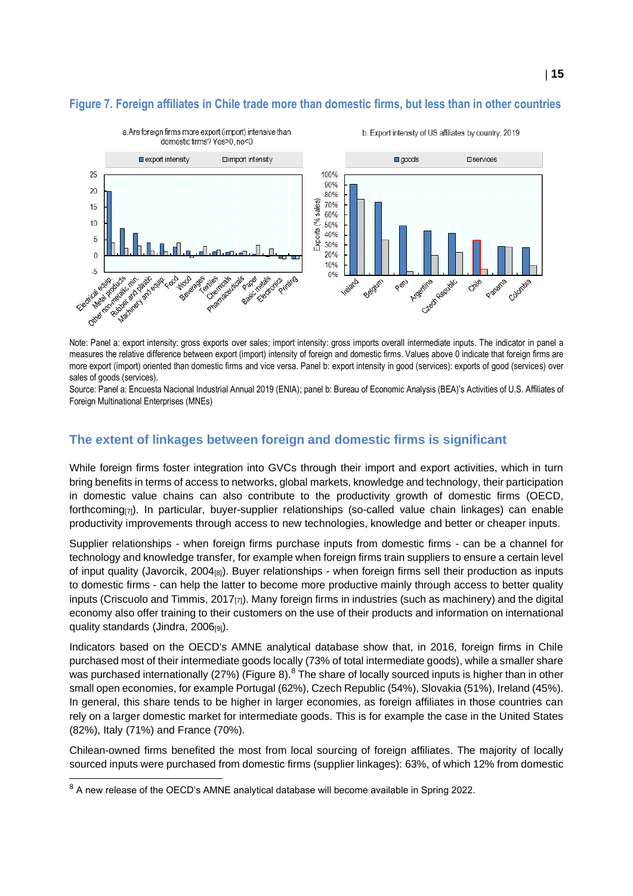### Figure 7. Foreign affiliates in Chile trade more than domestic firms, but less than in other countries

Note: Panel a: export intensity: gross exports over sales; import intensity: gross imports overall intermediate inputs. The indicator in panel a measures the relative difference between export (import) intensity of foreign and domestic firms. Values above 0 indicate that foreign firms are more export (import) oriented than domestic firms and vice versa. Panel b: export intensity in good (services): exports of good (services) over sales of goods (services).

Source: Panel a: Encuesta Nacional Industrial Annual 2019 (ENIA); panel b: Bureau of Economic Analysis (BEA)'s Activities of U.S. Affiliates of Foreign Multinational Enterprises (MNEs)

## The extent of linkages between foreign and domestic firms is significant

While foreign firms foster integration into GVCs through their import and export activities, which in turn bring benefits in terms of access to networks, global markets, knowledge and technology, their participation in domestic value chains can also contribute to the productivity growth of domestic firms (OECD, forthcoming[7]). In particular, buyer-supplier relationships (so-called value chain linkages) can enable productivity improvements through access to new technologies, knowledge and better or cheaper inputs.

Supplier relationships - when foreign firms purchase inputs from domestic firms - can be a channel for technology and knowledge transfer, for example when foreign firms train suppliers to ensure a certain level of input quality (Javorcik, 2004[8]). Buyer relationships - when foreign firms sell their production as inputs to domestic firms - can help the latter to become more productive mainly through access to better quality inputs (Criscuolo and Timmis, 2017[7]). Many foreign firms in industries (such as machinery) and the digital economy also offer training to their customers on the use of their products and information on international quality standards (Jindra, 2006[9]).

Indicators based on the OECD's AMNE analytical database show that, in 2016, foreign firms in Chile purchased most of their intermediate goods locally (73% of total intermediate goods), while a smaller share was purchased internationally (27%) (Figure 8).[8] The share of locally sourced inputs is higher than in other small open economies, for example Portugal (62%), Czech Republic (54%), Slovakia (51%), Ireland (45%). In general, this share tends to be higher in larger economies, as foreign affiliates in those countries can rely on a larger domestic market for intermediate goods. This is for example the case in the United States (82%), Italy (71%) and France (70%).

Chilean-owned firms benefited the most from local sourcing of foreign affiliates. The majority of locally sourced inputs were purchased from domestic firms (supplier linkages): 63%, of which 12% from domestic

[8] A new release of the OECD's AMNE analytical database will become available in Spring 2022.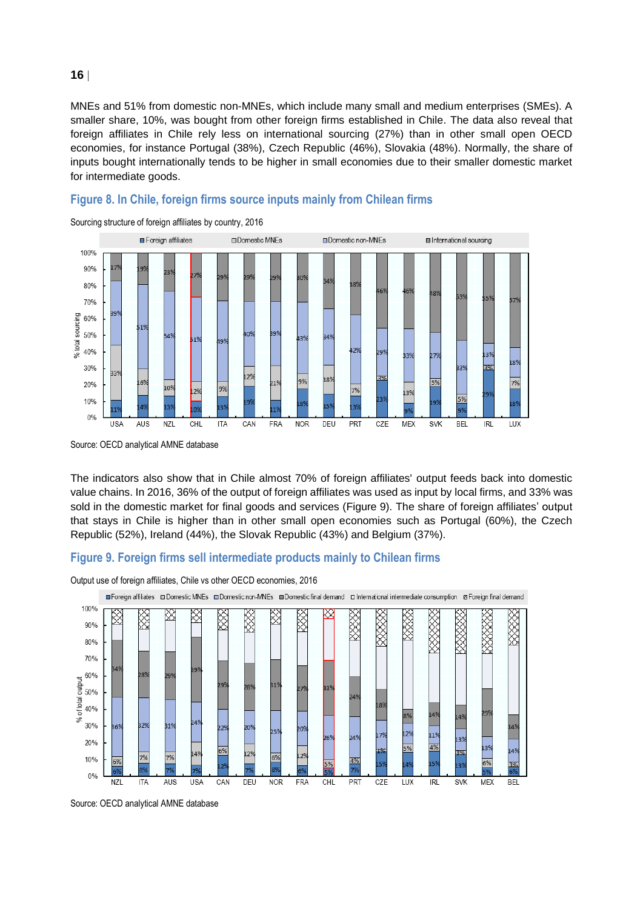MNEs and 51% from domestic non-MNEs, which include many small and medium enterprises (SMEs). A smaller share, 10%, was bought from other foreign firms established in Chile. The data also reveal that foreign affiliates in Chile rely less on international sourcing (27%) than in other small open OECD economies, for instance Portugal (38%), Czech Republic (46%), Slovakia (48%). Normally, the share of inputs bought internationally tends to be higher in small economies due to their smaller domestic market for intermediate goods.

### Figure 8. In Chile, foreign firms source inputs mainly from Chilean firms

Sourcing structure of foreign affiliates by country, 2016

Source: OECD analytical AMNE database

The indicators also show that in Chile almost 70% of foreign affiliates' output feeds back into domestic value chains. In 2016, 36% of the output of foreign affiliates was used as input by local firms, and 33% was sold in the domestic market for final goods and services (Figure 9). The share of foreign affiliates' output that stays in Chile is higher than in other small open economies such as Portugal (60%), the Czech Republic (52%), Ireland (44%), the Slovak Republic (43%) and Belgium (37%).

### Figure 9. Foreign firms sell intermediate products mainly to Chilean firms

Output use of foreign affiliates, Chile vs other OECD economies, 2016

Source: OECD analytical AMNE database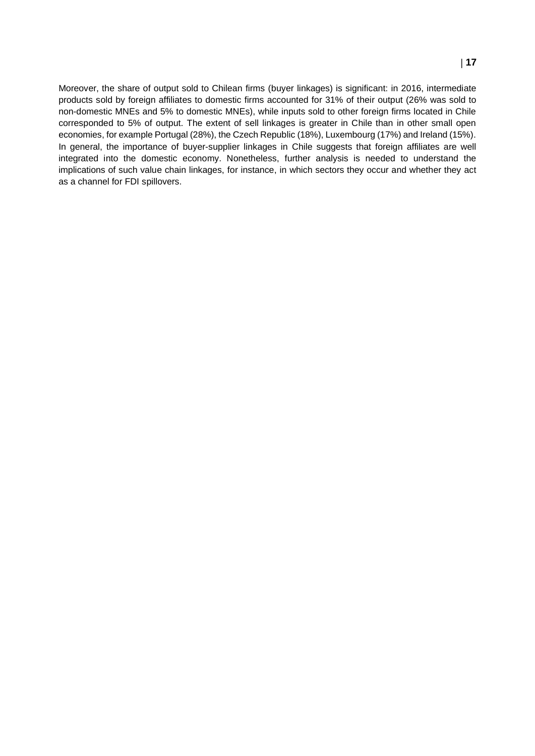Moreover, the share of output sold to Chilean firms (buyer linkages) is significant: in 2016, intermediate products sold by foreign affiliates to domestic firms accounted for 31% of their output (26% was sold to non-domestic MNEs and 5% to domestic MNEs), while inputs sold to other foreign firms located in Chile corresponded to 5% of output. The extent of sell linkages is greater in Chile than in other small open economies, for example Portugal (28%), the Czech Republic (18%), Luxembourg (17%) and Ireland (15%). In general, the importance of buyer-supplier linkages in Chile suggests that foreign affiliates are well integrated into the domestic economy. Nonetheless, further analysis is needed to understand the implications of such value chain linkages, for instance, in which sectors they occur and whether they act as a channel for FDI spillovers.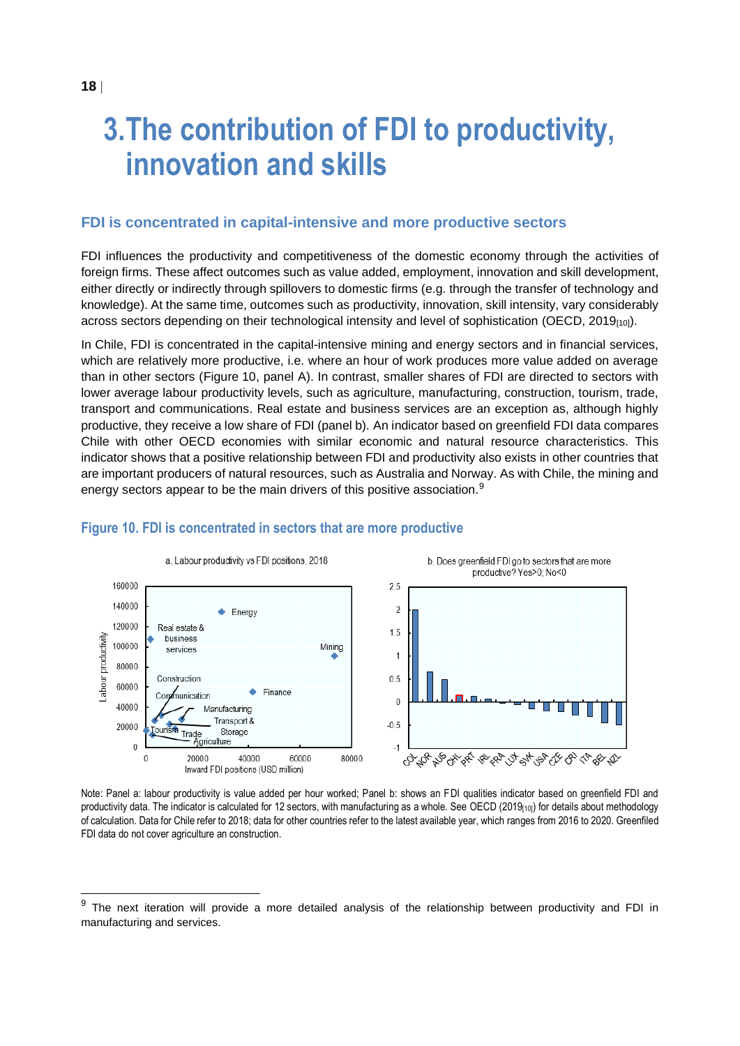# 3. The contribution of FDI to productivity, innovation and skills

## FDI is concentrated in capital-intensive and more productive sectors

FDI influences the productivity and competitiveness of the domestic economy through the activities of foreign firms. These affect outcomes such as value added, employment, innovation and skill development, either directly or indirectly through spillovers to domestic firms (e.g. through the transfer of technology and knowledge). At the same time, outcomes such as productivity, innovation, skill intensity, vary considerably across sectors depending on their technological intensity and level of sophistication (OECD, 2019[10]).

In Chile, FDI is concentrated in the capital-intensive mining and energy sectors and in financial services, which are relatively more productive, i.e. where an hour of work produces more value added on average than in other sectors (Figure 10, panel A). In contrast, smaller shares of FDI are directed to sectors with lower average labour productivity levels, such as agriculture, manufacturing, construction, tourism, trade, transport and communications. Real estate and business services are an exception as, although highly productive, they receive a low share of FDI (panel b). An indicator based on greenfield FDI data compares Chile with other OECD economies with similar economic and natural resource characteristics. This indicator shows that a positive relationship between FDI and productivity also exists in other countries that are important producers of natural resources, such as Australia and Norway. As with Chile, the mining and energy sectors appear to be the main drivers of this positive association.[9]

### Figure 10. FDI is concentrated in sectors that are more productive

Note: Panel a: labour productivity is value added per hour worked; Panel b: shows an FDI qualities indicator based on greenfield FDI and productivity data. The indicator is calculated for 12 sectors, with manufacturing as a whole. See OECD (2019[10]) for details about methodology of calculation. Data for Chile refer to 2018; data for other countries refer to the latest available year, which ranges from 2016 to 2020. Greenfield FDI data do not cover agriculture an construction.

---

[9] The next iteration will provide a more detailed analysis of the relationship between productivity and FDI in manufacturing and services.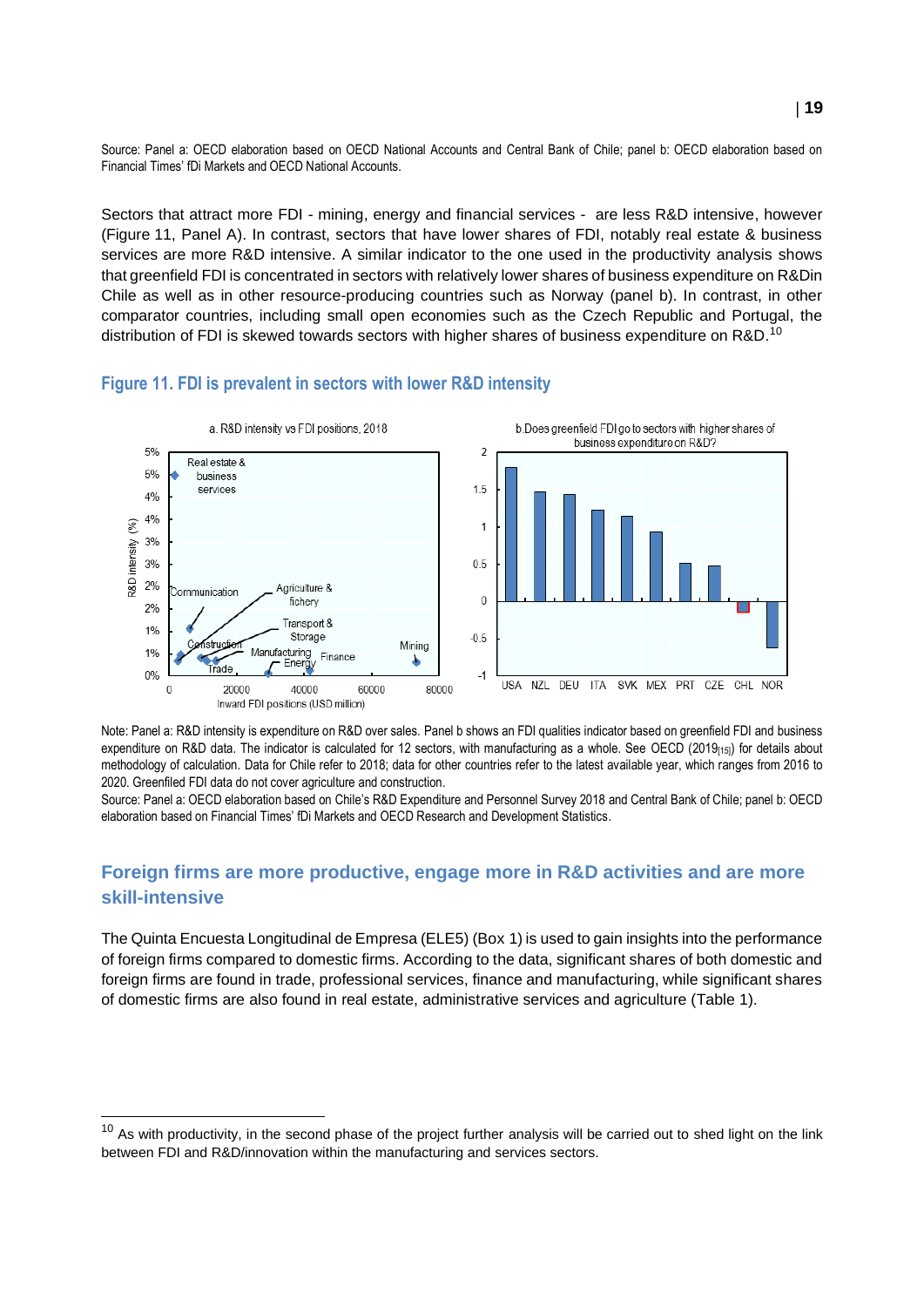Source: Panel a: OECD elaboration based on OECD National Accounts and Central Bank of Chile; panel b: OECD elaboration based on Financial Times' fDi Markets and OECD National Accounts.

Sectors that attract more FDI - mining, energy and financial services - are less R&D intensive, however (Figure 11, Panel A). In contrast, sectors that have lower shares of FDI, notably real estate & business services are more R&D intensive. A similar indicator to the one used in the productivity analysis shows that greenfield FDI is concentrated in sectors with relatively lower shares of business expenditure on R&Din Chile as well as in other resource-producing countries such as Norway (panel b). In contrast, in other comparator countries, including small open economies such as the Czech Republic and Portugal, the distribution of FDI is skewed towards sectors with higher shares of business expenditure on R&D.[10]

## Figure 11. FDI is prevalent in sectors with lower R&D intensity

Note: Panel a: R&D intensity is expenditure on R&D over sales. Panel b shows an FDI qualities indicator based on greenfield FDI and business expenditure on R&D data. The indicator is calculated for 12 sectors, with manufacturing as a whole. See OECD (2019[15]) for details about methodology of calculation. Data for Chile refer to 2018; data for other countries refer to the latest available year, which ranges from 2016 to 2020. Greenfiled FDI data do not cover agriculture and construction.

Source: Panel a: OECD elaboration based on Chile's R&D Expenditure and Personnel Survey 2018 and Central Bank of Chile; panel b: OECD elaboration based on Financial Times' fDi Markets and OECD Research and Development Statistics.

## Foreign firms are more productive, engage more in R&D activities and are more skill-intensive

The Quinta Encuesta Longitudinal de Empresa (ELE5) (Box 1) is used to gain insights into the performance of foreign firms compared to domestic firms. According to the data, significant shares of both domestic and foreign firms are found in trade, professional services, finance and manufacturing, while significant shares of domestic firms are also found in real estate, administrative services and agriculture (Table 1).

[10] As with productivity, in the second phase of the project further analysis will be carried out to shed light on the link between FDI and R&D/innovation within the manufacturing and services sectors.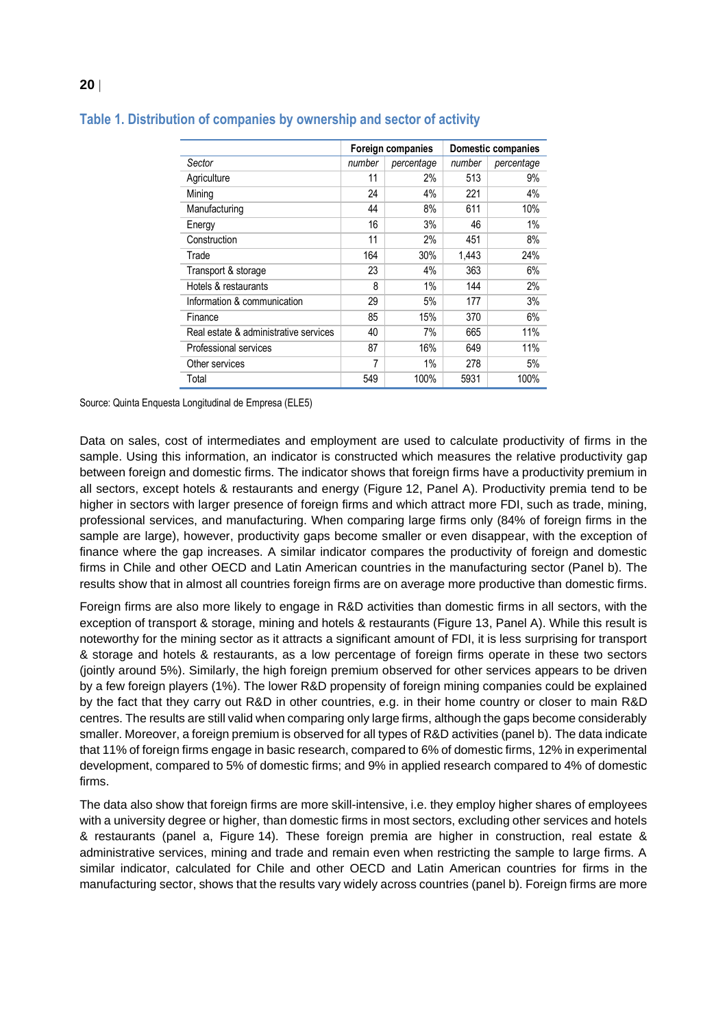### Table 1. Distribution of companies by ownership and sector of activity

| | Foreign companies | | Domestic companies | |
|---|---|---|---|---|
| *Sector* | *number* | *percentage* | *number* | *percentage* |
| Agriculture | 11 | 2% | 513 | 9% |
| Mining | 24 | 4% | 221 | 4% |
| Manufacturing | 44 | 8% | 611 | 10% |
| Energy | 16 | 3% | 46 | 1% |
| Construction | 11 | 2% | 451 | 8% |
| Trade | 164 | 30% | 1,443 | 24% |
| Transport & storage | 23 | 4% | 363 | 6% |
| Hotels & restaurants | 8 | 1% | 144 | 2% |
| Information & communication | 29 | 5% | 177 | 3% |
| Finance | 85 | 15% | 370 | 6% |
| Real estate & administrative services | 40 | 7% | 665 | 11% |
| Professional services | 87 | 16% | 649 | 11% |
| Other services | 7 | 1% | 278 | 5% |
| Total | 549 | 100% | 5931 | 100% |

Source: Quinta Enquesta Longitudinal de Empresa (ELE5)

Data on sales, cost of intermediates and employment are used to calculate productivity of firms in the sample. Using this information, an indicator is constructed which measures the relative productivity gap between foreign and domestic firms. The indicator shows that foreign firms have a productivity premium in all sectors, except hotels & restaurants and energy (Figure 12, Panel A). Productivity premia tend to be higher in sectors with larger presence of foreign firms and which attract more FDI, such as trade, mining, professional services, and manufacturing. When comparing large firms only (84% of foreign firms in the sample are large), however, productivity gaps become smaller or even disappear, with the exception of finance where the gap increases. A similar indicator compares the productivity of foreign and domestic firms in Chile and other OECD and Latin American countries in the manufacturing sector (Panel b). The results show that in almost all countries foreign firms are on average more productive than domestic firms.

Foreign firms are also more likely to engage in R&D activities than domestic firms in all sectors, with the exception of transport & storage, mining and hotels & restaurants (Figure 13, Panel A). While this result is noteworthy for the mining sector as it attracts a significant amount of FDI, it is less surprising for transport & storage and hotels & restaurants, as a low percentage of foreign firms operate in these two sectors (jointly around 5%). Similarly, the high foreign premium observed for other services appears to be driven by a few foreign players (1%). The lower R&D propensity of foreign mining companies could be explained by the fact that they carry out R&D in other countries, e.g. in their home country or closer to main R&D centres. The results are still valid when comparing only large firms, although the gaps become considerably smaller. Moreover, a foreign premium is observed for all types of R&D activities (panel b). The data indicate that 11% of foreign firms engage in basic research, compared to 6% of domestic firms, 12% in experimental development, compared to 5% of domestic firms; and 9% in applied research compared to 4% of domestic firms.

The data also show that foreign firms are more skill-intensive, i.e. they employ higher shares of employees with a university degree or higher, than domestic firms in most sectors, excluding other services and hotels & restaurants (panel a, Figure 14). These foreign premia are higher in construction, real estate & administrative services, mining and trade and remain even when restricting the sample to large firms. A similar indicator, calculated for Chile and other OECD and Latin American countries for firms in the manufacturing sector, shows that the results vary widely across countries (panel b). Foreign firms are more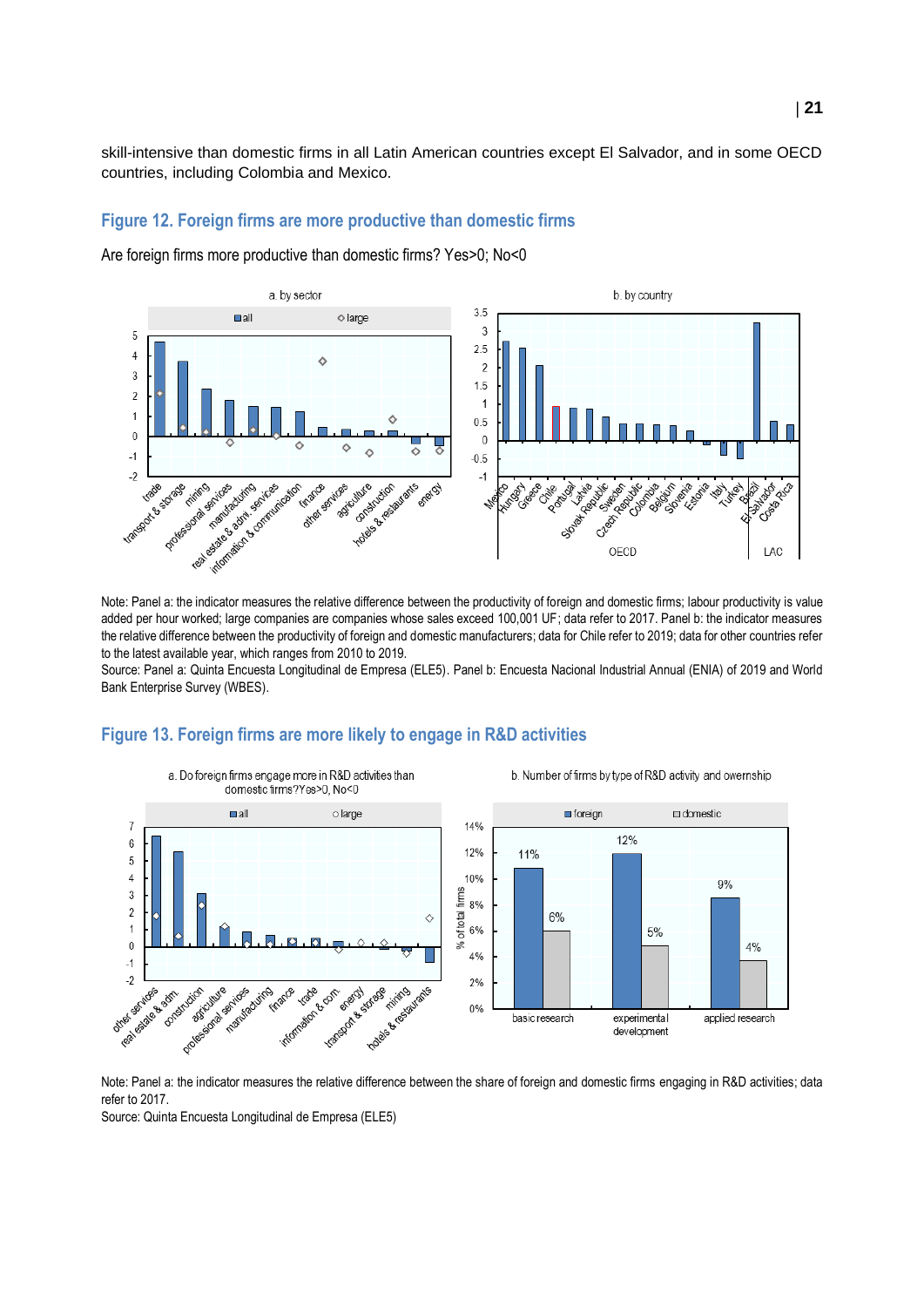skill-intensive than domestic firms in all Latin American countries except El Salvador, and in some OECD countries, including Colombia and Mexico.

### Figure 12. Foreign firms are more productive than domestic firms

Are foreign firms more productive than domestic firms? Yes>0; No<0

Note: Panel a: the indicator measures the relative difference between the productivity of foreign and domestic firms; labour productivity is value added per hour worked; large companies are companies whose sales exceed 100,001 UF; data refer to 2017. Panel b: the indicator measures the relative difference between the productivity of foreign and domestic manufacturers; data for Chile refer to 2019; data for other countries refer to the latest available year, which ranges from 2010 to 2019.

Source: Panel a: Quinta Encuesta Longitudinal de Empresa (ELE5). Panel b: Encuesta Nacional Industrial Annual (ENIA) of 2019 and World Bank Enterprise Survey (WBES).

### Figure 13. Foreign firms are more likely to engage in R&D activities

Note: Panel a: the indicator measures the relative difference between the share of foreign and domestic firms engaging in R&D activities; data refer to 2017.

Source: Quinta Encuesta Longitudinal de Empresa (ELE5)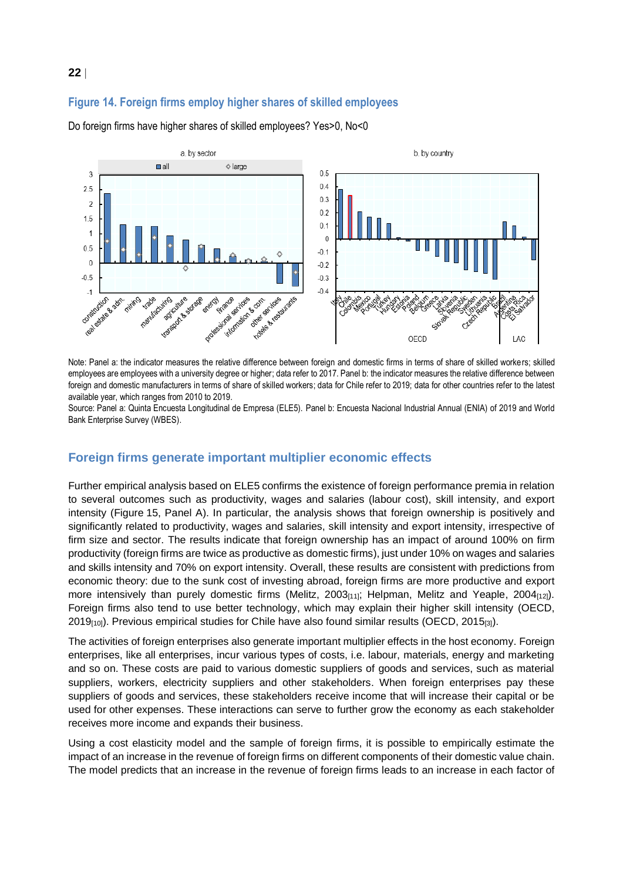## Figure 14. Foreign firms employ higher shares of skilled employees

Do foreign firms have higher shares of skilled employees? Yes>0, No<0

Note: Panel a: the indicator measures the relative difference between foreign and domestic firms in terms of share of skilled workers; skilled employees are employees with a university degree or higher; data refer to 2017. Panel b: the indicator measures the relative difference between foreign and domestic manufacturers in terms of share of skilled workers; data for Chile refer to 2019; data for other countries refer to the latest available year, which ranges from 2010 to 2019.

Source: Panel a: Quinta Encuesta Longitudinal de Empresa (ELE5). Panel b: Encuesta Nacional Industrial Annual (ENIA) of 2019 and World Bank Enterprise Survey (WBES).

## Foreign firms generate important multiplier economic effects

Further empirical analysis based on ELE5 confirms the existence of foreign performance premia in relation to several outcomes such as productivity, wages and salaries (labour cost), skill intensity, and export intensity (Figure 15, Panel A). In particular, the analysis shows that foreign ownership is positively and significantly related to productivity, wages and salaries, skill intensity and export intensity, irrespective of firm size and sector. The results indicate that foreign ownership has an impact of around 100% on firm productivity (foreign firms are twice as productive as domestic firms), just under 10% on wages and salaries and skills intensity and 70% on export intensity. Overall, these results are consistent with predictions from economic theory: due to the sunk cost of investing abroad, foreign firms are more productive and export more intensively than purely domestic firms (Melitz, 2003[11]; Helpman, Melitz and Yeaple, 2004[12]). Foreign firms also tend to use better technology, which may explain their higher skill intensity (OECD, 2019[10]). Previous empirical studies for Chile have also found similar results (OECD, 2015[3]).

The activities of foreign enterprises also generate important multiplier effects in the host economy. Foreign enterprises, like all enterprises, incur various types of costs, i.e. labour, materials, energy and marketing and so on. These costs are paid to various domestic suppliers of goods and services, such as material suppliers, workers, electricity suppliers and other stakeholders. When foreign enterprises pay these suppliers of goods and services, these stakeholders receive income that will increase their capital or be used for other expenses. These interactions can serve to further grow the economy as each stakeholder receives more income and expands their business.

Using a cost elasticity model and the sample of foreign firms, it is possible to empirically estimate the impact of an increase in the revenue of foreign firms on different components of their domestic value chain. The model predicts that an increase in the revenue of foreign firms leads to an increase in each factor of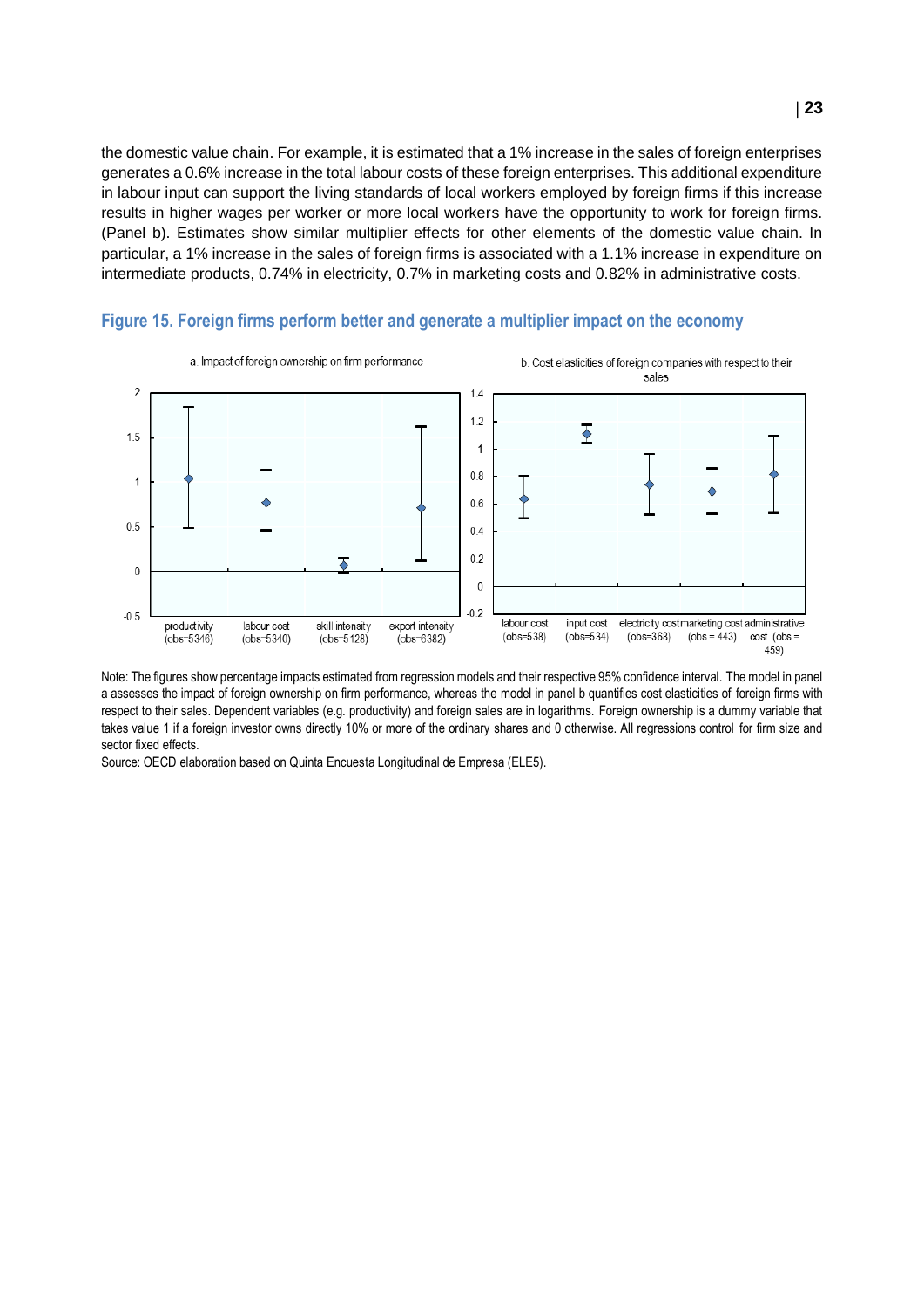the domestic value chain. For example, it is estimated that a 1% increase in the sales of foreign enterprises generates a 0.6% increase in the total labour costs of these foreign enterprises. This additional expenditure in labour input can support the living standards of local workers employed by foreign firms if this increase results in higher wages per worker or more local workers have the opportunity to work for foreign firms. (Panel b). Estimates show similar multiplier effects for other elements of the domestic value chain. In particular, a 1% increase in the sales of foreign firms is associated with a 1.1% increase in expenditure on intermediate products, 0.74% in electricity, 0.7% in marketing costs and 0.82% in administrative costs.

### Figure 15. Foreign firms perform better and generate a multiplier impact on the economy

a. Impact of foreign ownership on firm performance

b. Cost elasticities of foreign companies with respect to their sales

Note: The figures show percentage impacts estimated from regression models and their respective 95% confidence interval. The model in panel a assesses the impact of foreign ownership on firm performance, whereas the model in panel b quantifies cost elasticities of foreign firms with respect to their sales. Dependent variables (e.g. productivity) and foreign sales are in logarithms. Foreign ownership is a dummy variable that takes value 1 if a foreign investor owns directly 10% or more of the ordinary shares and 0 otherwise. All regressions control for firm size and sector fixed effects.

Source: OECD elaboration based on Quinta Encuesta Longitudinal de Empresa (ELE5).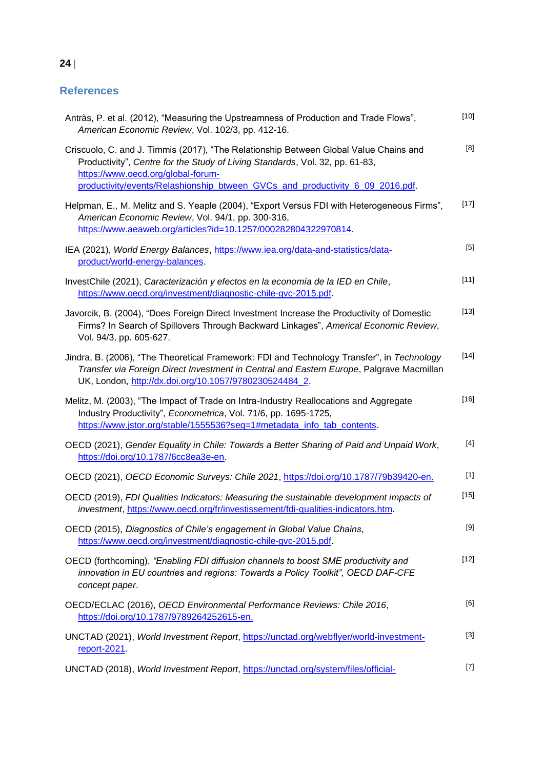## References

Antràs, P. et al. (2012), "Measuring the Upstreamness of Production and Trade Flows", *American Economic Review*, Vol. 102/3, pp. 412-16. [10]

Criscuolo, C. and J. Timmis (2017), "The Relationship Between Global Value Chains and Productivity", *Centre for the Study of Living Standards*, Vol. 32, pp. 61-83, https://www.oecd.org/global-forum-productivity/events/Relashionship_btween_GVCs_and_productivity_6_09_2016.pdf. [8]

Helpman, E., M. Melitz and S. Yeaple (2004), "Export Versus FDI with Heterogeneous Firms", *American Economic Review*, Vol. 94/1, pp. 300-316, https://www.aeaweb.org/articles?id=10.1257/000282804322970814. [17]

IEA (2021), *World Energy Balances*, https://www.iea.org/data-and-statistics/data-product/world-energy-balances. [5]

InvestChile (2021), *Caracterización y efectos en la economía de la IED en Chile*, https://www.oecd.org/investment/diagnostic-chile-gvc-2015.pdf. [11]

Javorcik, B. (2004), "Does Foreign Direct Investment Increase the Productivity of Domestic Firms? In Search of Spillovers Through Backward Linkages", *Americal Economic Review*, Vol. 94/3, pp. 605-627. [13]

Jindra, B. (2006), "The Theoretical Framework: FDI and Technology Transfer", in *Technology Transfer via Foreign Direct Investment in Central and Eastern Europe*, Palgrave Macmillan UK, London, http://dx.doi.org/10.1057/9780230524484_2. [14]

Melitz, M. (2003), "The Impact of Trade on Intra-Industry Reallocations and Aggregate Industry Productivity", *Econometrica*, Vol. 71/6, pp. 1695-1725, https://www.jstor.org/stable/1555536?seq=1#metadata_info_tab_contents. [16]

OECD (2021), *Gender Equality in Chile: Towards a Better Sharing of Paid and Unpaid Work*, https://doi.org/10.1787/6cc8ea3e-en. [4]

OECD (2021), *OECD Economic Surveys: Chile 2021*, https://doi.org/10.1787/79b39420-en. [1]

OECD (2019), *FDI Qualities Indicators: Measuring the sustainable development impacts of investment*, https://www.oecd.org/fr/investissement/fdi-qualities-indicators.htm. [15]

OECD (2015), *Diagnostics of Chile's engagement in Global Value Chains*, https://www.oecd.org/investment/diagnostic-chile-gvc-2015.pdf. [9]

OECD (forthcoming), *"Enabling FDI diffusion channels to boost SME productivity and innovation in EU countries and regions: Towards a Policy Toolkit", OECD DAF-CFE concept paper*. [12]

OECD/ECLAC (2016), *OECD Environmental Performance Reviews: Chile 2016*, https://doi.org/10.1787/9789264252615-en. [6]

UNCTAD (2021), *World Investment Report*, https://unctad.org/webflyer/world-investment-report-2021. [3]

UNCTAD (2018), *World Investment Report*, https://unctad.org/system/files/official- [7]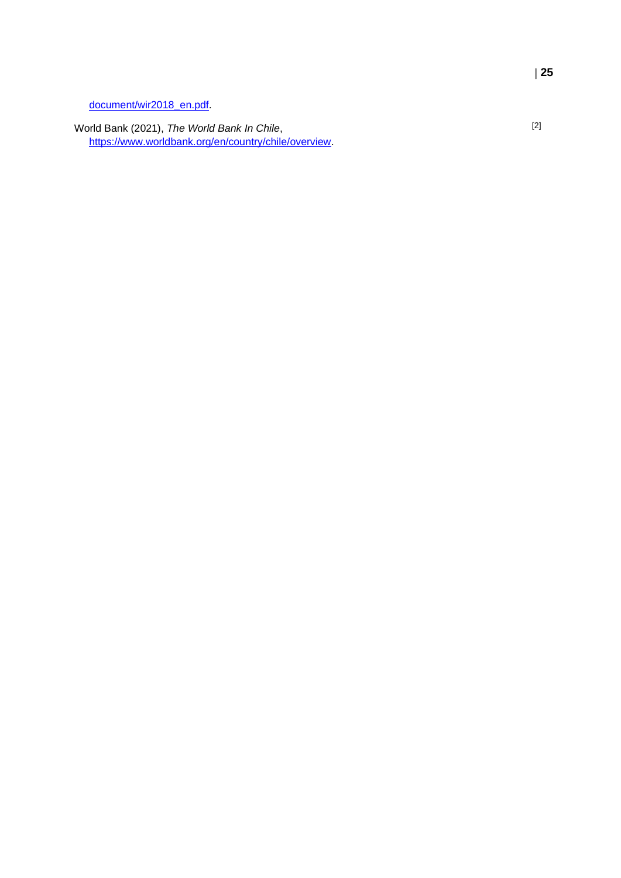document/wir2018_en.pdf.

World Bank (2021), *The World Bank In Chile*, https://www.worldbank.org/en/country/chile/overview. [2]